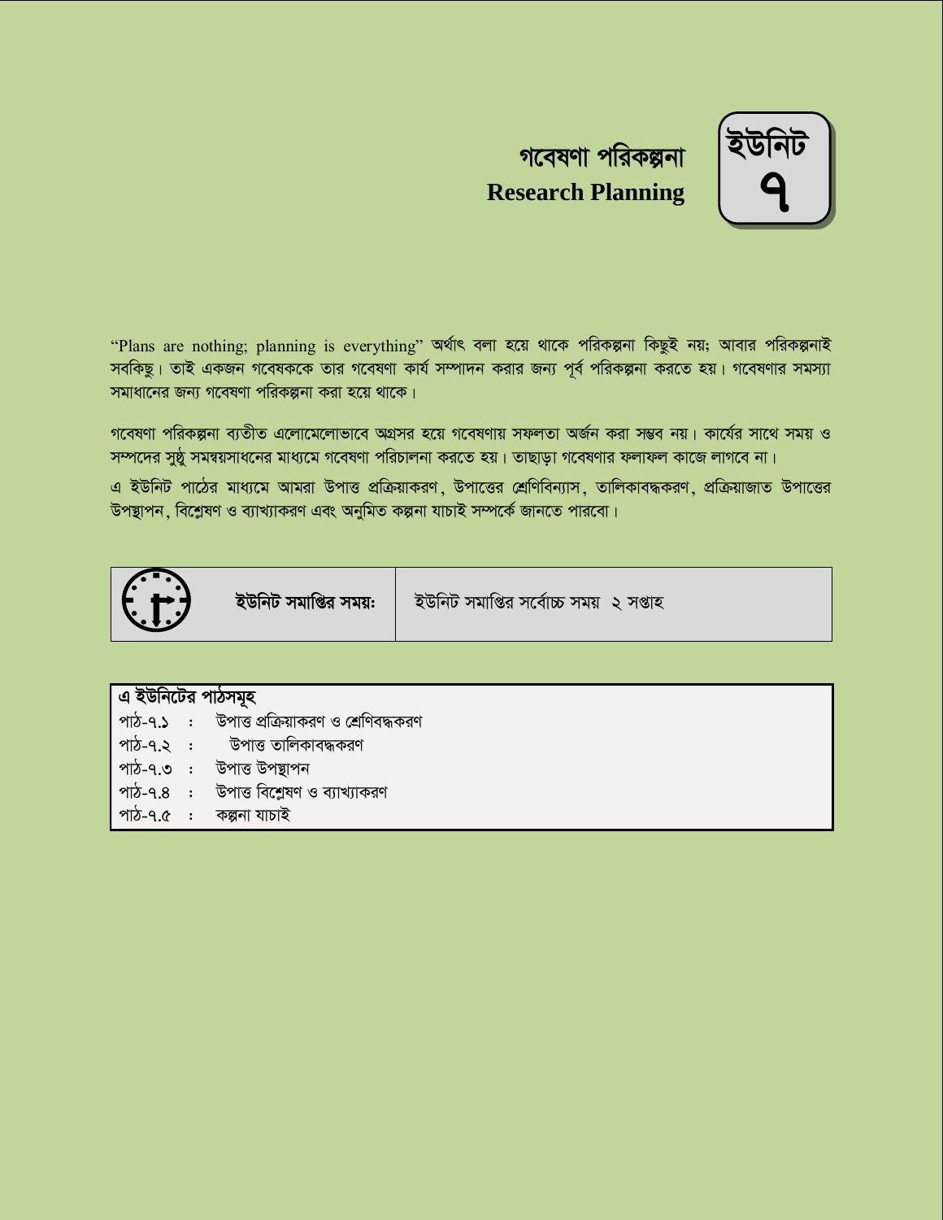# ইউনিট ৭

# গবেষণা পরিকল্পনা
## Research Planning

"Plans are nothing; planning is everything" অর্থাৎ বলা হয়ে থাকে পরিকল্পনা কিছুই নয়; আবার পরিকল্পনাই সবকিছু। তাই একজন গবেষককে তার গবেষণা কার্য সম্পাদন করার জন্য পূর্ব পরিকল্পনা করতে হয়। গবেষণার সমস্যা সমাধানের জন্য গবেষণা পরিকল্পনা করা হয়ে থাকে।

গবেষণা পরিকল্পনা ব্যতীত এলোমেলোভাবে অগ্রসর হয়ে গবেষণায় সফলতা অর্জন করা সম্ভব নয়। কার্যের সাথে সময় ও সম্পদের সুষ্ঠু সমন্বয়সাধনের মাধ্যমে গবেষণা পরিচালনা করতে হয়। তাছাড়া গবেষণার ফলাফল কাজে লাগবে না।

এ ইউনিট পাঠের মাধ্যমে আমরা উপাত্ত প্রক্রিয়াকরণ, উপাত্তের শ্রেণিবিন্যাস, তালিকাবদ্ধকরণ, প্রক্রিয়াজাত উপাত্তের উপস্থাপন, বিশ্লেষণ ও ব্যাখ্যাকরণ এবং অনুমিত কল্পনা যাচাই সম্পর্কে জানতে পারবো।

| **ইউনিট সমাপ্তির সময়ঃ** | ইউনিট সমাপ্তির সর্বোচ্চ সময় ২ সপ্তাহ |
|---|---|

**এ ইউনিটের পাঠসমূহ**

- পাঠ-৭.১ : উপাত্ত প্রক্রিয়াকরণ ও শ্রেণিবদ্ধকরণ
- পাঠ-৭.২ : উপাত্ত তালিকাবদ্ধকরণ
- পাঠ-৭.৩ : উপাত্ত উপস্থাপন
- পাঠ-৭.৪ : উপাত্ত বিশ্লেষণ ও ব্যাখ্যাকরণ
- পাঠ-৭.৫ : কল্পনা যাচাই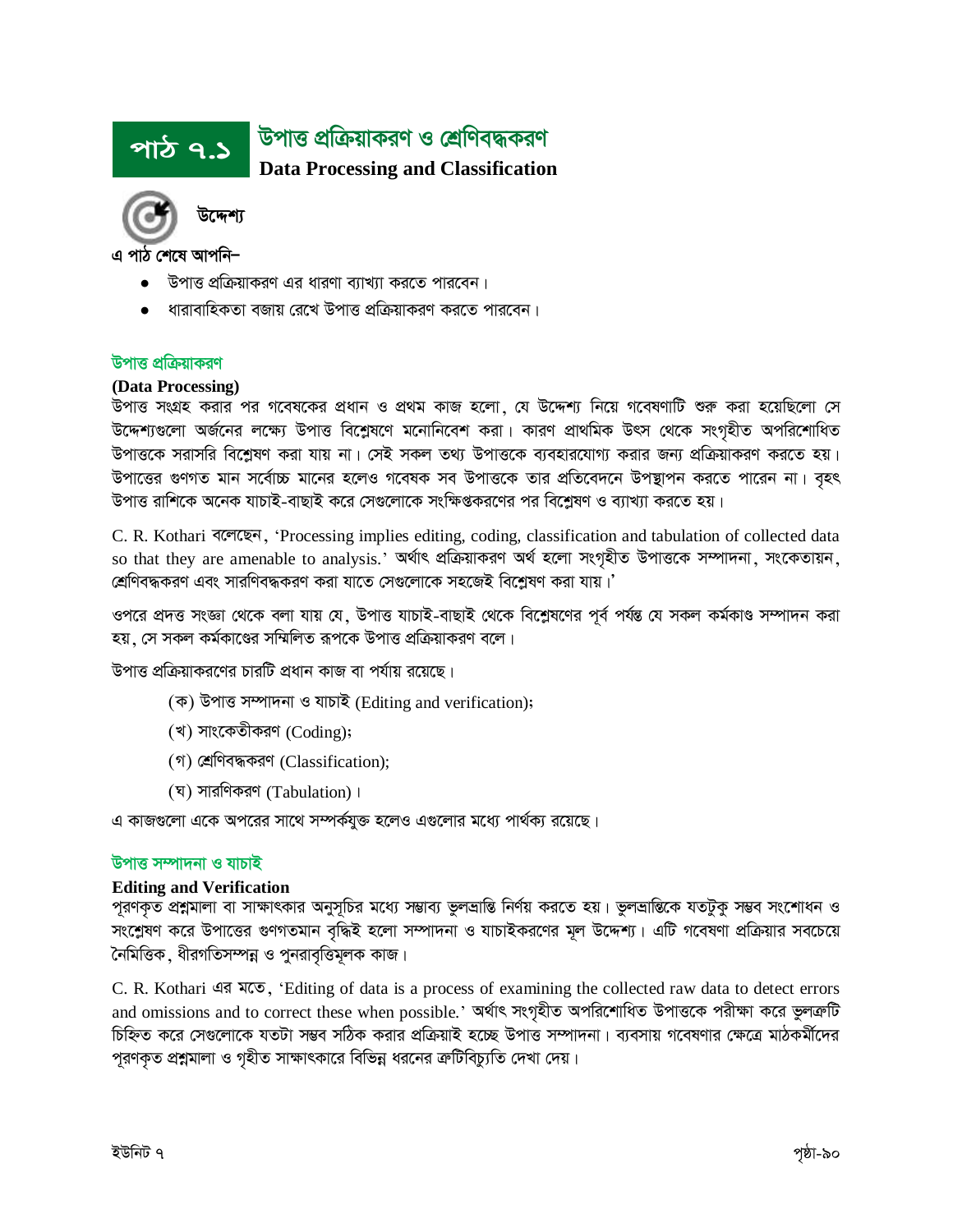# পাঠ ৭.১ উপাত্ত প্রক্রিয়াকরণ ও শ্রেণিবদ্ধকরণ

**Data Processing and Classification**

### উদ্দেশ্য

এ পাঠ শেষে আপনি–

- উপাত্ত প্রক্রিয়াকরণ এর ধারণা ব্যাখ্যা করতে পারবেন।
- ধারাবাহিকতা বজায় রেখে উপাত্ত প্রক্রিয়াকরণ করতে পারবেন।

## উপাত্ত প্রক্রিয়াকরণ

**(Data Processing)**

উপাত্ত সংগ্রহ করার পর গবেষকের প্রধান ও প্রথম কাজ হলো, যে উদ্দেশ্য নিয়ে গবেষণাটি শুরু করা হয়েছিলো সে উদ্দেশ্যগুলো অর্জনের লক্ষ্যে উপাত্ত বিশ্লেষণে মনোনিবেশ করা। কারণ প্রাথমিক উৎস থেকে সংগৃহীত অপরিশোধিত উপাত্তকে সরাসরি বিশ্লেষণ করা যায় না। সেই সকল তথ্য উপাত্তকে ব্যবহারযোগ্য করার জন্য প্রক্রিয়াকরণ করতে হয়। উপাত্তের গুণগত মান সর্বোচ্চ মানের হলেও গবেষক সব উপাত্তকে তার প্রতিবেদনে উপস্থাপন করতে পারেন না। বৃহৎ উপাত্ত রাশিকে অনেক যাচাই-বাছাই করে সেগুলোকে সংক্ষিপ্তকরণের পর বিশ্লেষণ ও ব্যাখ্যা করতে হয়।

C. R. Kothari বলেছেন, 'Processing implies editing, coding, classification and tabulation of collected data so that they are amenable to analysis.' অর্থাৎ প্রক্রিয়াকরণ অর্থ হলো সংগৃহীত উপাত্তকে সম্পাদনা, সংকেতায়ন, শ্রেণিবদ্ধকরণ এবং সারণিবদ্ধকরণ করা যাতে সেগুলোকে সহজেই বিশ্লেষণ করা যায়।'

ওপরে প্রদত্ত সংজ্ঞা থেকে বলা যায় যে, উপাত্ত যাচাই-বাছাই থেকে বিশ্লেষণের পূর্ব পর্যন্ত যে সকল কর্মকাণ্ড সম্পাদন করা হয়, সে সকল কর্মকাণ্ডের সম্মিলিত রূপকে উপাত্ত প্রক্রিয়াকরণ বলে।

উপাত্ত প্রক্রিয়াকরণের চারটি প্রধান কাজ বা পর্যায় রয়েছে।

(ক) উপাত্ত সম্পাদনা ও যাচাই (Editing and verification);

(খ) সাংকেতীকরণ (Coding);

(গ) শ্রেণিবদ্ধকরণ (Classification);

(ঘ) সারণিকরণ (Tabulation)।

এ কাজগুলো একে অপরের সাথে সম্পর্কযুক্ত হলেও এগুলোর মধ্যে পার্থক্য রয়েছে।

## উপাত্ত সম্পাদনা ও যাচাই

**Editing and Verification**

পূরণকৃত প্রশ্নমালা বা সাক্ষাৎকার অনুসূচির মধ্যে সম্ভাব্য ভুলভ্রান্তি নির্ণয় করতে হয়। ভুলভ্রান্তিকে যতটুকু সম্ভব সংশোধন ও সংশ্লেষণ করে উপাত্তের গুণগতমান বৃদ্ধিই হলো সম্পাদনা ও যাচাইকরণের মূল উদ্দেশ্য। এটি গবেষণা প্রক্রিয়ার সবচেয়ে নৈমিত্তিক, ধীরগতিসম্পন্ন ও পুনরাবৃত্তিমূলক কাজ।

C. R. Kothari এর মতে, 'Editing of data is a process of examining the collected raw data to detect errors and omissions and to correct these when possible.' অর্থাৎ সংগৃহীত অপরিশোধিত উপাত্তকে পরীক্ষা করে ভুলত্রুটি চিহ্নিত করে সেগুলোকে যতটা সম্ভব সঠিক করার প্রক্রিয়াই হচ্ছে উপাত্ত সম্পাদনা। ব্যবসায় গবেষণার ক্ষেত্রে মাঠকর্মীদের পূরণকৃত প্রশ্নমালা ও গৃহীত সাক্ষাৎকারে বিভিন্ন ধরনের ত্রুটিবিচ্যুতি দেখা দেয়।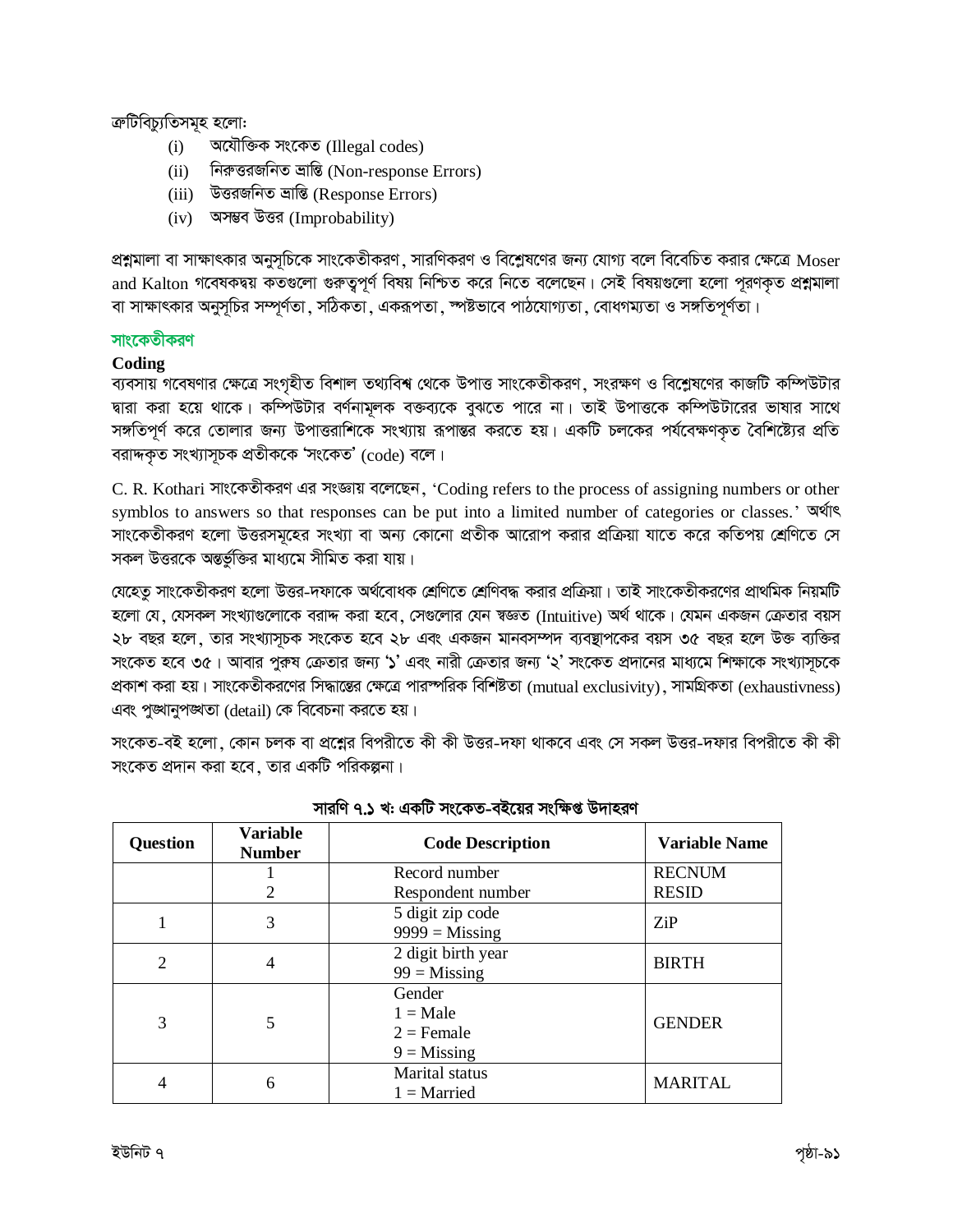ক্রটিবিচ্যুতিসমূহ হলো:

(i) অযৌক্তিক সংকেত (Illegal codes)
(ii) নিরুত্তরজনিত ভ্রান্তি (Non-response Errors)
(iii) উত্তরজনিত ভ্রান্তি (Response Errors)
(iv) অসম্ভব উত্তর (Improbability)

প্রশ্নমালা বা সাক্ষাৎকার অনুসূচিকে সাংকেতীকরণ, সারণিকরণ ও বিশ্লেষণের জন্য যোগ্য বলে বিবেচিত করার ক্ষেত্রে Moser and Kalton গবেষকদ্বয় কতগুলো গুরুত্বপূর্ণ বিষয় নিশ্চিত করে নিতে বলেছেন। সেই বিষয়গুলো হলো পূরণকৃত প্রশ্নমালা বা সাক্ষাৎকার অনুসূচির সম্পূর্ণতা, সঠিকতা, একরূপতা, স্পষ্টভাবে পাঠযোগ্যতা, বোধগম্যতা ও সঙ্গতিপূর্ণতা।

## সাংকেতীকরণ

**Coding**

ব্যবসায় গবেষণার ক্ষেত্রে সংগৃহীত বিশাল তথ্যবিশ্ব থেকে উপাত্ত সাংকেতীকরণ, সংরক্ষণ ও বিশ্লেষণের কাজটি কম্পিউটার দ্বারা করা হয়ে থাকে। কম্পিউটার বর্ণনামূলক বক্তব্যকে বুঝতে পারে না। তাই উপাত্তকে কম্পিউটারের ভাষার সাথে সঙ্গতিপূর্ণ করে তোলার জন্য উপাত্তরাশিকে সংখ্যায় রূপান্তর করতে হয়। একটি চলকের পর্যবেক্ষণকৃত বৈশিষ্ট্যের প্রতি বরাদ্দকৃত সংখ্যাসূচক প্রতীককে 'সংকেত' (code) বলে।

C. R. Kothari সাংকেতীকরণ এর সংজ্ঞায় বলেছেন, 'Coding refers to the process of assigning numbers or other symblos to answers so that responses can be put into a limited number of categories or classes.' অর্থাৎ সাংকেতীকরণ হলো উত্তরসমূহের সংখ্যা বা অন্য কোনো প্রতীক আরোপ করার প্রক্রিয়া যাতে করে কতিপয় শ্রেণিতে সে সকল উত্তরকে অন্তর্ভুক্তির মাধ্যমে সীমিত করা যায়।

যেহেতু সাংকেতীকরণ হলো উত্তর-দফাকে অর্থবোধক শ্রেণিতে শ্রেণিবদ্ধ করার প্রক্রিয়া। তাই সাংকেতীকরণের প্রাথমিক নিয়মটি হলো যে, যেসকল সংখ্যাগুলোকে বরাদ্দ করা হবে, সেগুলোর যেন স্বজ্ঞত (Intuitive) অর্থ থাকে। যেমন একজন ক্রেতার বয়স ২৮ বছর হলে, তার সংখ্যাসূচক সংকেত হবে ২৮ এবং একজন মানবসম্পদ ব্যবস্থাপকের বয়স ৩৫ বছর হলে উক্ত ব্যক্তির সংকেত হবে ৩৫। আবার পুরুষ ক্রেতার জন্য '১' এবং নারী ক্রেতার জন্য '২' সংকেত প্রদানের মাধ্যমে শিক্ষাকে সংখ্যাসূচকে প্রকাশ করা হয়। সাংকেতীকরণের সিদ্ধান্তের ক্ষেত্রে পারস্পরিক বিশিষ্টতা (mutual exclusivity), সামগ্রিকতা (exhaustivness) এবং পুঙ্খানুপুঙ্খতা (detail) কে বিবেচনা করতে হয়।

সংকেত-বই হলো, কোন চলক বা প্রশ্নের বিপরীতে কী কী উত্তর-দফা থাকবে এবং সে সকল উত্তর-দফার বিপরীতে কী কী সংকেত প্রদান করা হবে, তার একটি পরিকল্পনা।

**সারণি ৭.১ খ: একটি সংকেত-বইয়ের সংক্ষিপ্ত উদাহরণ**

| Question | Variable Number | Code Description | Variable Name |
|---|---|---|---|
| | 1<br>2 | Record number<br>Respondent number | RECNUM<br>RESID |
| 1 | 3 | 5 digit zip code<br>9999 = Missing | ZiP |
| 2 | 4 | 2 digit birth year<br>99 = Missing | BIRTH |
| 3 | 5 | Gender<br>1 = Male<br>2 = Female<br>9 = Missing | GENDER |
| 4 | 6 | Marital status<br>1 = Married | MARITAL |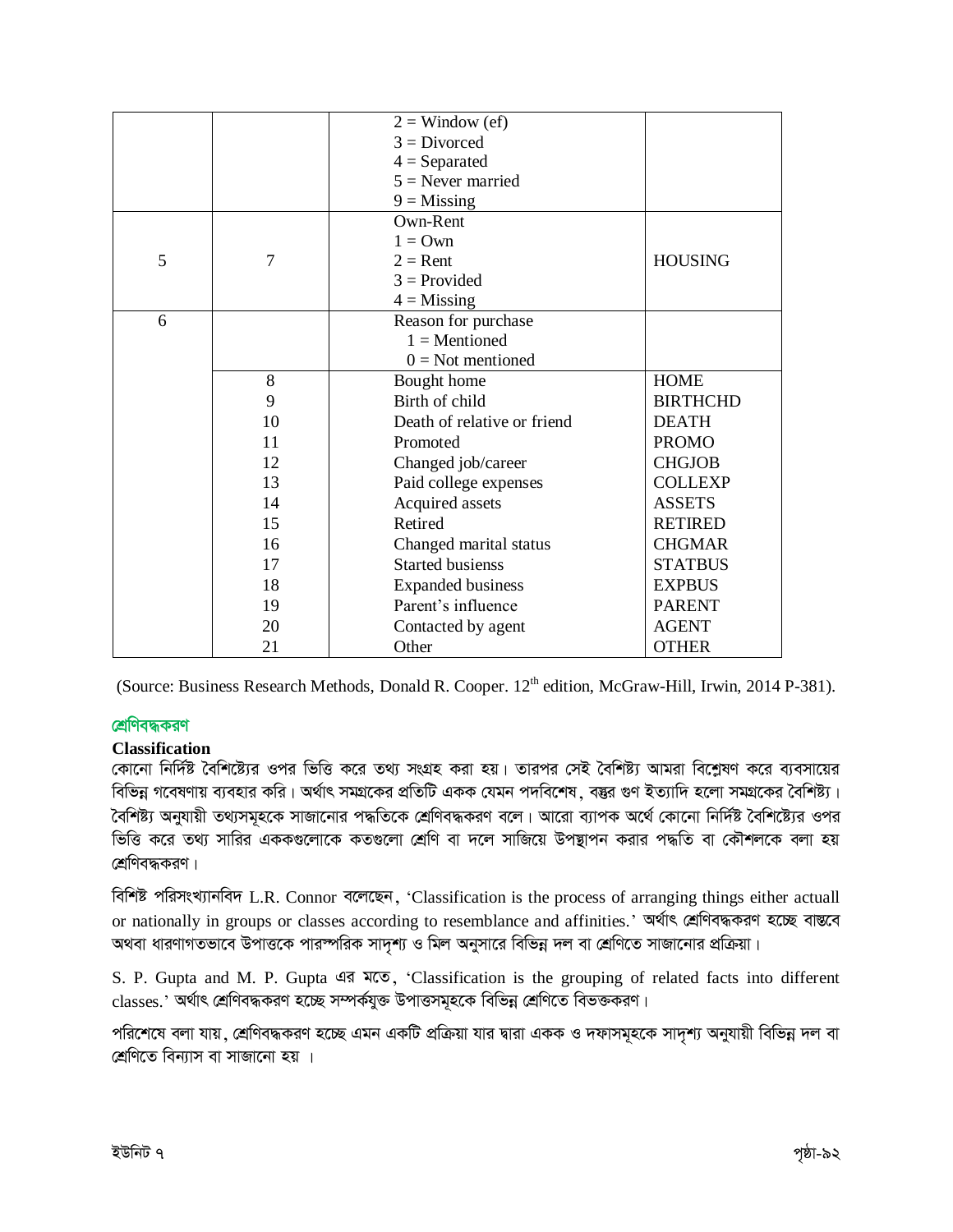| | | 2 = Window (ef) | |
|---|---|---|---|
| | | 3 = Divorced | |
| | | 4 = Separated | |
| | | 5 = Never married | |
| | | 9 = Missing | |
| 5 | 7 | Own-Rent<br>1 = Own<br>2 = Rent<br>3 = Provided<br>4 = Missing | HOUSING |
| 6 | | Reason for purchase<br>1 = Mentioned<br>0 = Not mentioned | |
| | 8 | Bought home | HOME |
| | 9 | Birth of child | BIRTHCHD |
| | 10 | Death of relative or friend | DEATH |
| | 11 | Promoted | PROMO |
| | 12 | Changed job/career | CHGJOB |
| | 13 | Paid college expenses | COLLEXP |
| | 14 | Acquired assets | ASSETS |
| | 15 | Retired | RETIRED |
| | 16 | Changed marital status | CHGMAR |
| | 17 | Started busienss | STATBUS |
| | 18 | Expanded business | EXPBUS |
| | 19 | Parent's influence | PARENT |
| | 20 | Contacted by agent | AGENT |
| | 21 | Other | OTHER |

(Source: Business Research Methods, Donald R. Cooper. 12th edition, McGraw-Hill, Irwin, 2014 P-381).

## শ্রেণিবদ্ধকরণ

**Classification**

কোনো নির্দিষ্ট বৈশিষ্ট্যের ওপর ভিত্তি করে তথ্য সংগ্রহ করা হয়। তারপর সেই বৈশিষ্ট্য আমরা বিশ্লেষণ করে ব্যবসায়ের বিভিন্ন গবেষণায় ব্যবহার করি। অর্থাৎ সমগ্রকের প্রতিটি একক যেমন পদবিশেষ, বস্তুর গুণ ইত্যাদি হলো সমগ্রকের বৈশিষ্ট্য। বৈশিষ্ট্য অনুযায়ী তথ্যসমূহকে সাজানোর পদ্ধতিকে শ্রেণিবদ্ধকরণ বলে। আরো ব্যাপক অর্থে কোনো নির্দিষ্ট বৈশিষ্ট্যের ওপর ভিত্তি করে তথ্য সারির এককগুলোকে কতগুলো শ্রেণি বা দলে সাজিয়ে উপস্থাপন করার পদ্ধতি বা কৌশলকে বলা হয় শ্রেণিবদ্ধকরণ।

বিশিষ্ট পরিসংখ্যানবিদ L.R. Connor বলেছেন, 'Classification is the process of arranging things either actuall or nationally in groups or classes according to resemblance and affinities.' অর্থাৎ শ্রেণিবদ্ধকরণ হচ্ছে বাস্তবে অথবা ধারণাগতভাবে উপাত্তকে পারস্পরিক সাদৃশ্য ও মিল অনুসারে বিভিন্ন দল বা শ্রেণিতে সাজানোর প্রক্রিয়া।

S. P. Gupta and M. P. Gupta এর মতে, 'Classification is the grouping of related facts into different classes.' অর্থাৎ শ্রেণিবদ্ধকরণ হচ্ছে সম্পর্কযুক্ত উপাত্তসমূহকে বিভিন্ন শ্রেণিতে বিভক্তকরণ।

পরিশেষে বলা যায়, শ্রেণিবদ্ধকরণ হচ্ছে এমন একটি প্রক্রিয়া যার দ্বারা একক ও দফাসমূহকে সাদৃশ্য অনুযায়ী বিভিন্ন দল বা শ্রেণিতে বিন্যাস বা সাজানো হয় ।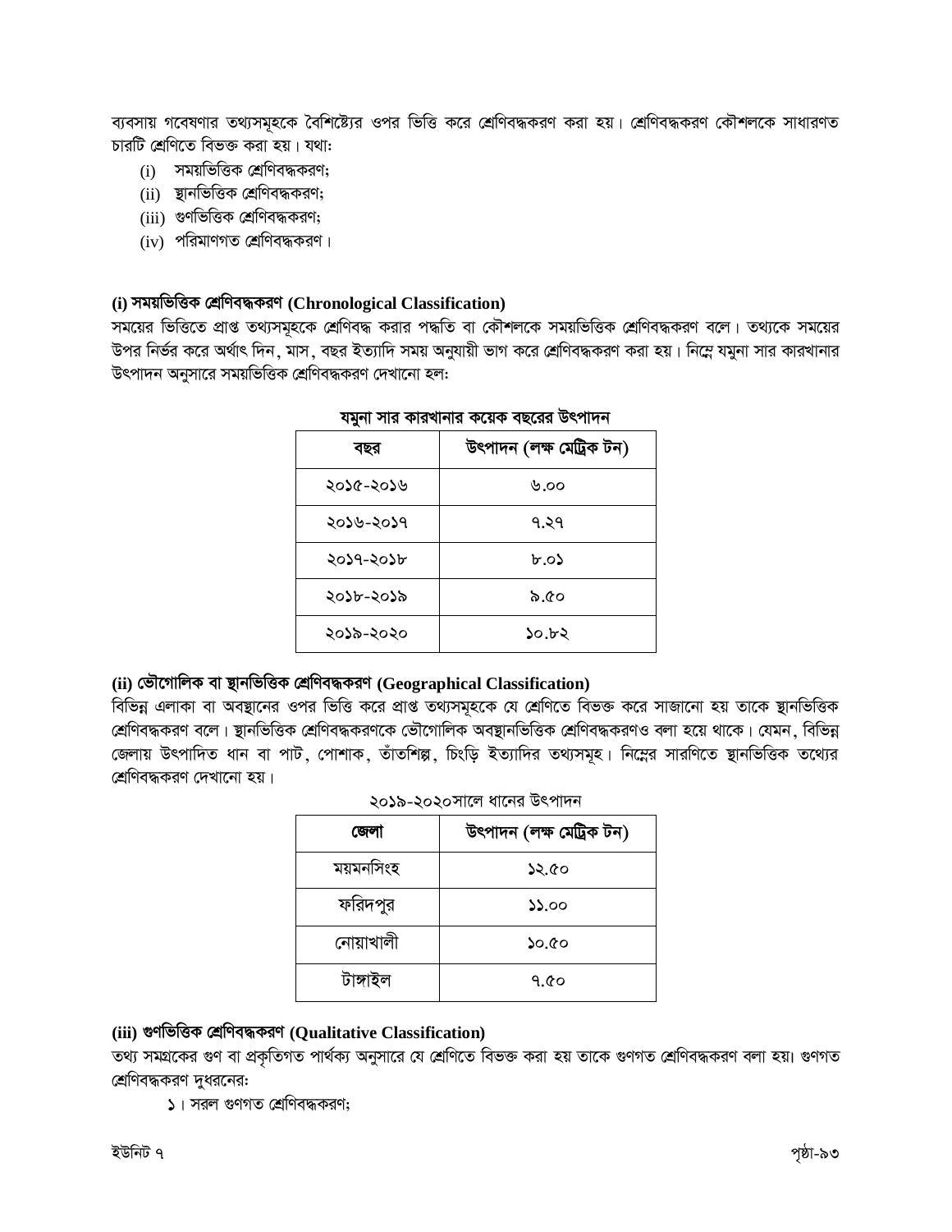ব্যবসায় গবেষণার তথ্যসমূহকে বৈশিষ্ট্যের ওপর ভিত্তি করে শ্রেণিবদ্ধকরণ করা হয়। শ্রেণিবদ্ধকরণ কৌশলকে সাধারণত চারটি শ্রেণিতে বিভক্ত করা হয়। যথা:

(i) সময়ভিত্তিক শ্রেণিবদ্ধকরণ;
(ii) স্থানভিত্তিক শ্রেণিবদ্ধকরণ;
(iii) গুণভিত্তিক শ্রেণিবদ্ধকরণ;
(iv) পরিমাণগত শ্রেণিবদ্ধকরণ।

### (i) সময়ভিত্তিক শ্রেণিবদ্ধকরণ (Chronological Classification)

সময়ের ভিত্তিতে প্রাপ্ত তথ্যসমূহকে শ্রেণিবদ্ধ করার পদ্ধতি বা কৌশলকে সময়ভিত্তিক শ্রেণিবদ্ধকরণ বলে। তথ্যকে সময়ের উপর নির্ভর করে অর্থাৎ দিন, মাস, বছর ইত্যাদি সময় অনুযায়ী ভাগ করে শ্রেণিবদ্ধকরণ করা হয়। নিম্নে যমুনা সার কারখানার উৎপাদন অনুসারে সময়ভিত্তিক শ্রেণিবদ্ধকরণ দেখানো হল:

**যমুনা সার কারখানার কয়েক বছরের উৎপাদন**

| বছর | উৎপাদন (লক্ষ মেট্রিক টন) |
|---|---|
| ২০১৫-২০১৬ | ৬.০০ |
| ২০১৬-২০১৭ | ৭.২৭ |
| ২০১৭-২০১৮ | ৮.০১ |
| ২০১৮-২০১৯ | ৯.৫০ |
| ২০১৯-২০২০ | ১০.৮২ |

### (ii) ভৌগোলিক বা স্থানভিত্তিক শ্রেণিবদ্ধকরণ (Geographical Classification)

বিভিন্ন এলাকা বা অবস্থানের ওপর ভিত্তি করে প্রাপ্ত তথ্যসমূহকে যে শ্রেণিতে বিভক্ত করে সাজানো হয় তাকে স্থানভিত্তিক শ্রেণিবদ্ধকরণ বলে। স্থানভিত্তিক শ্রেণিবদ্ধকরণকে ভৌগোলিক অবস্থানভিত্তিক শ্রেণিবদ্ধকরণও বলা হয়ে থাকে। যেমন, বিভিন্ন জেলায় উৎপাদিত ধান বা পাট, পোশাক, তাঁতশিল্প, চিংড়ি ইত্যাদির তথ্যসমূহ। নিম্নের সারণিতে স্থানভিত্তিক তথ্যের শ্রেণিবদ্ধকরণ দেখানো হয়।

২০১৯-২০২০সালে ধানের উৎপাদন

| জেলা | উৎপাদন (লক্ষ মেট্রিক টন) |
|---|---|
| ময়মনসিংহ | ১২.৫০ |
| ফরিদপুর | ১১.০০ |
| নোয়াখালী | ১০.৫০ |
| টাঙ্গাইল | ৭.৫০ |

### (iii) গুণভিত্তিক শ্রেণিবদ্ধকরণ (Qualitative Classification)

তথ্য সমগ্রকের গুণ বা প্রকৃতিগত পার্থক্য অনুসারে যে শ্রেণিতে বিভক্ত করা হয় তাকে গুণগত শ্রেণিবদ্ধকরণ বলা হয়। গুণগত শ্রেণিবদ্ধকরণ দুধরনের:

১। সরল গুণগত শ্রেণিবদ্ধকরণ;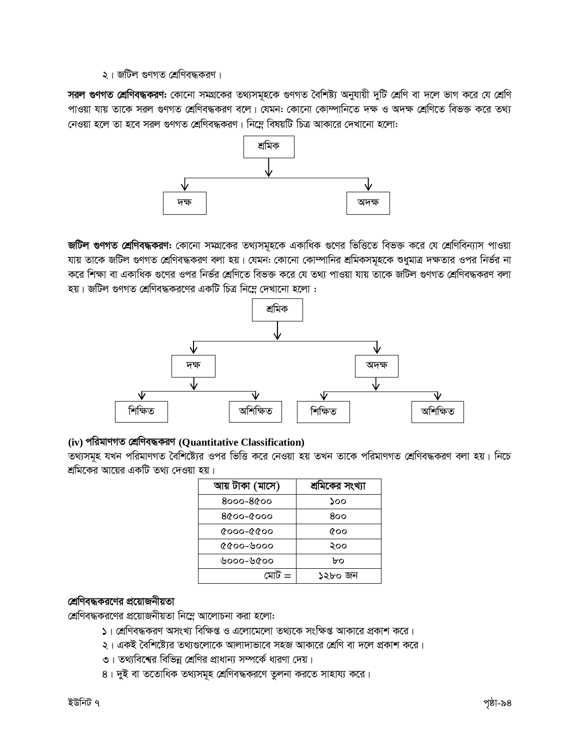২। জটিল গুণগত শ্রেণিবদ্ধকরণ।

**সরল গুণগত শ্রেণিবদ্ধকরণ:** কোনো সমগ্রকের তথ্যসমূহকে গুণগত বৈশিষ্ট্য অনুযায়ী দুটি শ্রেণি বা দলে ভাগ করে যে শ্রেণি পাওয়া যায় তাকে সরল গুণগত শ্রেণিবদ্ধকরণ বলে। যেমন: কোনো কোম্পানিতে দক্ষ ও অদক্ষ শ্রেণিতে বিভক্ত করে তথ্য নেওয়া হলে তা হবে সরল গুণগত শ্রেণিবদ্ধকরণ। নিম্নে বিষয়টি চিত্র আকারে দেখানো হলো:

```
          শ্রমিক
            |
     +------+------+
     |             |
    দক্ষ          অদক্ষ
```

**জটিল গুণগত শ্রেণিবদ্ধকরণ:** কোনো সমগ্রকের তথ্যসমূহকে একাধিক গুণের ভিত্তিতে বিভক্ত করে যে শ্রেণিবিন্যাস পাওয়া যায় তাকে জটিল গুণগত শ্রেণিবদ্ধকরণ বলা হয়। যেমন: কোনো কোম্পানির শ্রমিকসমূহকে শুধুমাত্র দক্ষতার ওপর নির্ভর না করে শিক্ষা বা একাধিক গুণের ওপর নির্ভর শ্রেণিতে বিভক্ত করে যে তথ্য পাওয়া যায় তাকে জটিল গুণগত শ্রেণিবদ্ধকরণ বলা হয়। জটিল গুণগত শ্রেণিবদ্ধকরণের একটি চিত্র নিম্নে দেখানো হলো :

```
                      শ্রমিক
                        |
           +------------+------------+
           |                         |
          দক্ষ                      অদক্ষ
           |                         |
     +-----+-----+             +-----+-----+
     |           |             |           |
   শিক্ষিত     অশিক্ষিত       শিক্ষিত     অশিক্ষিত
```

### (iv) পরিমাণগত শ্রেণিবদ্ধকরণ (Quantitative Classification)

তথ্যসমূহ যখন পরিমাণগত বৈশিষ্ট্যের ওপর ভিত্তি করে নেওয়া হয় তখন তাকে পরিমাণগত শ্রেণিবদ্ধকরণ বলা হয়। নিচে শ্রমিকের আয়ের একটি তথ্য দেওয়া হয়।

| আয় টাকা (মাসে) | শ্রমিকের সংখ্যা |
|---|---|
| ৪০০০-৪৫০০ | ১০০ |
| ৪৫০০-৫০০০ | ৪০০ |
| ৫০০০-৫৫০০ | ৫০০ |
| ৫৫০০-৬০০০ | ২০০ |
| ৬০০০-৬৫০০ | ৮০ |
| মোট = | ১২৮০ জন |

### শ্রেণিবদ্ধকরণের প্রয়োজনীয়তা

শ্রেণিবদ্ধকরণের প্রয়োজনীয়তা নিম্নে আলোচনা করা হলো:

১। শ্রেণিবদ্ধকরণ অসংখ্য বিক্ষিপ্ত ও এলোমেলো তথ্যকে সংক্ষিপ্ত আকারে প্রকাশ করে।

২। একই বৈশিষ্ট্যের তথ্যগুলোকে আলাদাভাবে সহজ আকারে শ্রেণি বা দলে প্রকাশ করে।

৩। তথ্যবিশ্বের বিভিন্ন শ্রেণির প্রাধান্য সম্পর্কে ধারণা দেয়।

৪। দুই বা ততোধিক তথ্যসমূহ শ্রেণিবদ্ধকরণে তুলনা করতে সাহায্য করে।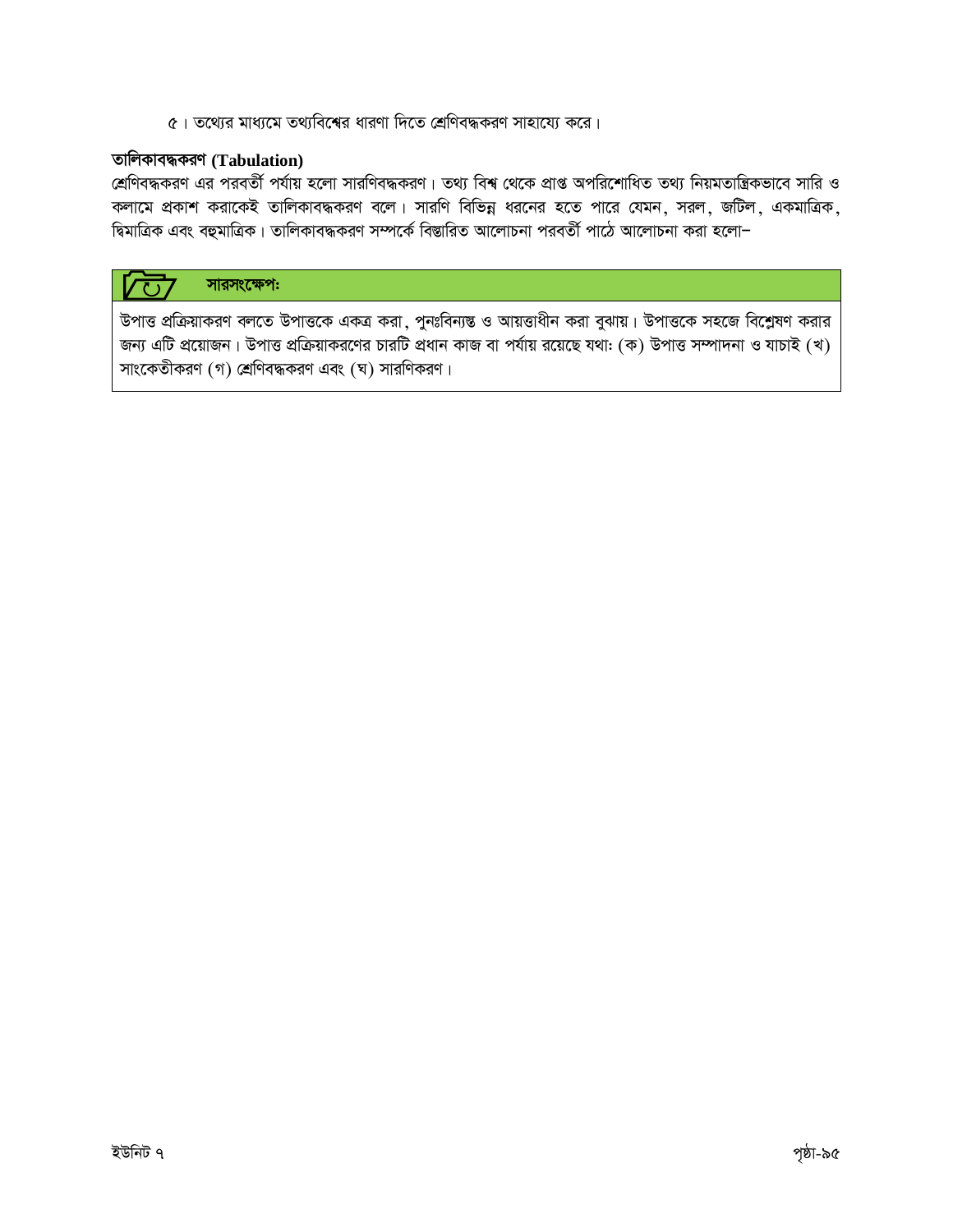৫। তথ্যের মাধ্যমে তথ্যবিশ্বের ধারণা দিতে শ্রেণিবদ্ধকরণ সাহায্যে করে।

### তালিকাবদ্ধকরণ (Tabulation)

শ্রেণিবদ্ধকরণ এর পরবর্তী পর্যায় হলো সারণিবদ্ধকরণ। তথ্য বিশ্ব থেকে প্রাপ্ত অপরিশোধিত তথ্য নিয়মতান্ত্রিকভাবে সারি ও কলামে প্রকাশ করাকেই তালিকাবদ্ধকরণ বলে। সারণি বিভিন্ন ধরনের হতে পারে যেমন, সরল, জটিল, একমাত্রিক, দ্বিমাত্রিক এবং বহুমাত্রিক। তালিকাবদ্ধকরণ সম্পর্কে বিস্তারিত আলোচনা পরবর্তী পাঠে আলোচনা করা হলো–

**সারসংক্ষেপ:**

উপাত্ত প্রক্রিয়াকরণ বলতে উপাত্তকে একত্র করা, পুনঃবিন্যস্ত ও আয়ত্তাধীন করা বুঝায়। উপাত্তকে সহজে বিশ্লেষণ করার জন্য এটি প্রয়োজন। উপাত্ত প্রক্রিয়াকরণের চারটি প্রধান কাজ বা পর্যায় রয়েছে যথা: (ক) উপাত্ত সম্পাদনা ও যাচাই (খ) সাংকেতীকরণ (গ) শ্রেণিবদ্ধকরণ এবং (ঘ) সারণিকরণ।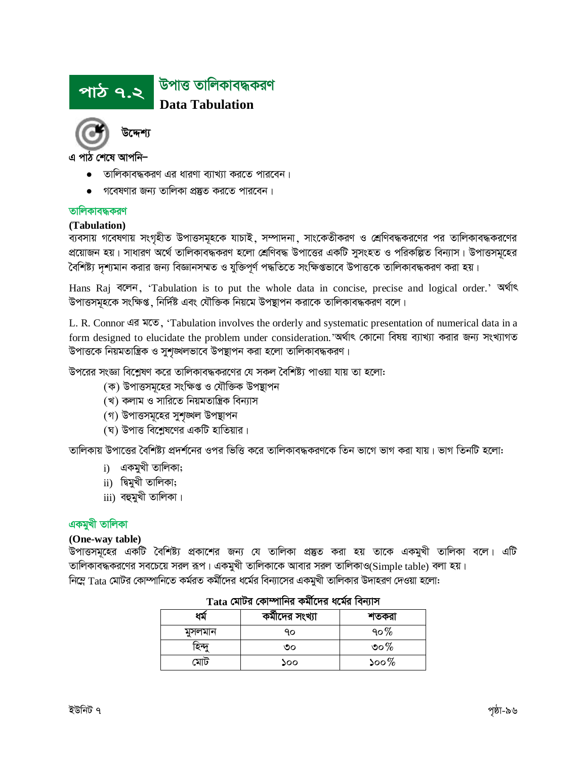# পাঠ ৭.২ উপাত্ত তালিকাবদ্ধকরণ

## Data Tabulation

**উদ্দেশ্য**

**এ পাঠ শেষে আপনি–**

- তালিকাবদ্ধকরণ এর ধারণা ব্যাখ্যা করতে পারবেন।
- গবেষণার জন্য তালিকা প্রস্তুত করতে পারবেন।

### তালিকাবদ্ধকরণ

**(Tabulation)**

ব্যবসায় গবেষণায় সংগৃহীত উপাত্তসমূহকে যাচাই, সম্পাদনা, সাংকেতীকরণ ও শ্রেণিবদ্ধকরণের পর তালিকাবদ্ধকরণের প্রয়োজন হয়। সাধারণ অর্থে তালিকাবদ্ধকরণ হলো শ্রেণিবদ্ধ উপাত্তের একটি সুসংহত ও পরিকল্পিত বিন্যাস। উপাত্তসমূহের বৈশিষ্ট্য দৃশ্যমান করার জন্য বিজ্ঞানসম্মত ও যুক্তিপূর্ণ পদ্ধতিতে সংক্ষিপ্তভাবে উপাত্তকে তালিকাবদ্ধকরণ করা হয়।

Hans Raj বলেন, 'Tabulation is to put the whole data in concise, precise and logical order.' অর্থাৎ উপাত্তসমূহকে সংক্ষিপ্ত, নির্দিষ্ট এবং যৌক্তিক নিয়মে উপস্থাপন করাকে তালিকাবদ্ধকরণ বলে।

L. R. Connor এর মতে, 'Tabulation involves the orderly and systematic presentation of numerical data in a form designed to elucidate the problem under consideration.'অর্থাৎ কোনো বিষয় ব্যাখ্যা করার জন্য সংখ্যাগত উপাত্তকে নিয়মতান্ত্রিক ও সুশৃঙ্খলভাবে উপস্থাপন করা হলো তালিকাবদ্ধকরণ।

উপরের সংজ্ঞা বিশ্লেষণ করে তালিকাবদ্ধকরণের যে সকল বৈশিষ্ট্য পাওয়া যায় তা হলো:

(ক) উপাত্তসমূহের সংক্ষিপ্ত ও যৌক্তিক উপস্থাপন
(খ) কলাম ও সারিতে নিয়মতান্ত্রিক বিন্যাস
(গ) উপাত্তসমূহের সুশৃঙ্খল উপস্থাপন
(ঘ) উপাত্ত বিশ্লেষণের একটি হাতিয়ার।

তালিকায় উপাত্তের বৈশিষ্ট্য প্রদর্শনের ওপর ভিত্তি করে তালিকাবদ্ধকরণকে তিন ভাগে ভাগ করা যায়। ভাগ তিনটি হলো:

i) একমুখী তালিকা;
ii) দ্বিমুখী তালিকা;
iii) বহুমুখী তালিকা।

### একমুখী তালিকা

**(One-way table)**

উপাত্তসমূহের একটি বৈশিষ্ট্য প্রকাশের জন্য যে তালিকা প্রস্তুত করা হয় তাকে একমুখী তালিকা বলে। এটি তালিকাবদ্ধকরণের সবচেয়ে সরল রূপ। একমুখী তালিকাকে আবার সরল তালিকাও(Simple table) বলা হয়।
নিম্নে Tata মোটর কোম্পানিতে কর্মরত কর্মীদের ধর্মের বিন্যাসের একমুখী তালিকার উদাহরণ দেওয়া হলো:

**Tata মোটর কোম্পানির কর্মীদের ধর্মের বিন্যাস**

| ধর্ম | কর্মীদের সংখ্যা | শতকরা |
|---|---|---|
| মুসলমান | ৭০ | ৭০% |
| হিন্দু | ৩০ | ৩০% |
| মোট | ১০০ | ১০০% |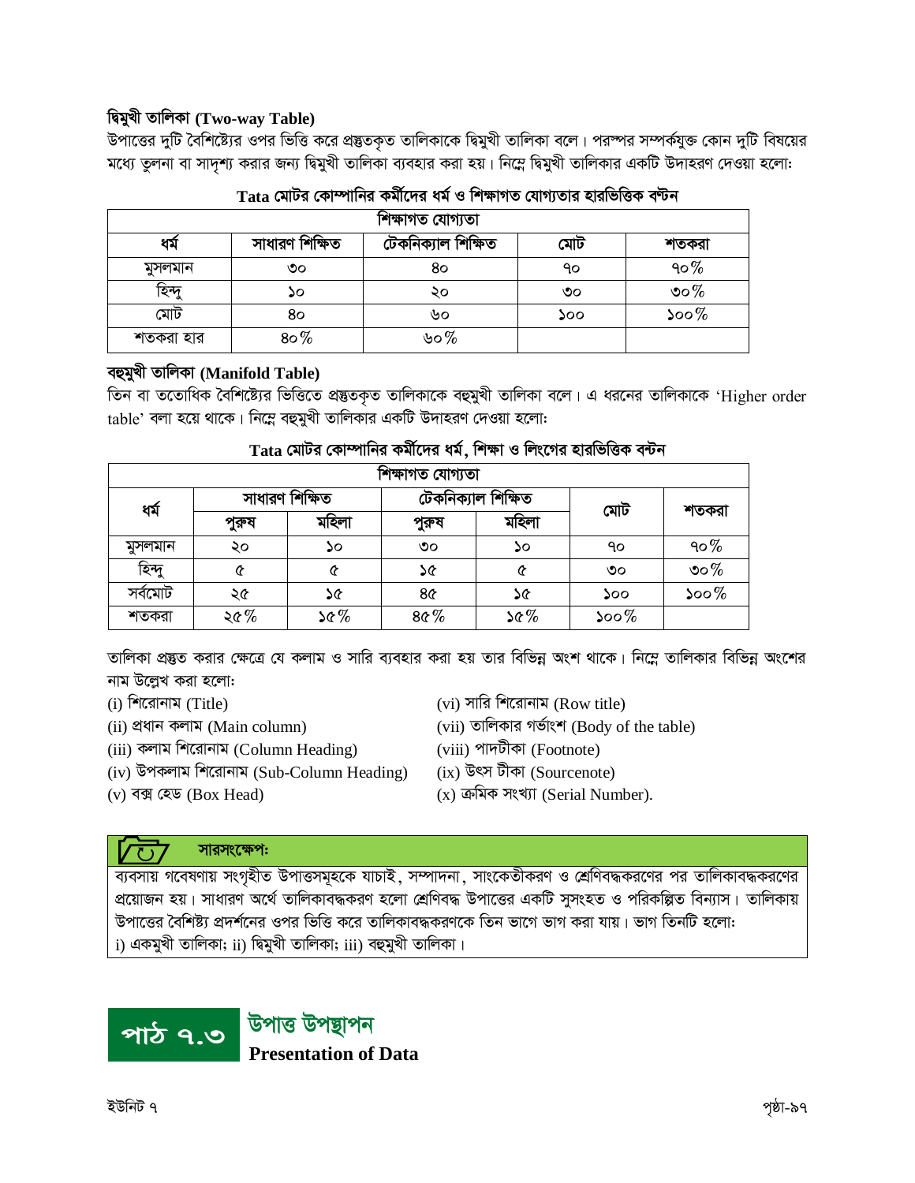### দ্বিমুখী তালিকা (Two-way Table)

উপাত্তের দুটি বৈশিষ্ট্যের ওপর ভিত্তি করে প্রস্তুতকৃত তালিকাকে দ্বিমুখী তালিকা বলে। পরস্পর সম্পর্কযুক্ত কোন দুটি বিষয়ের মধ্যে তুলনা বা সাদৃশ্য করার জন্য দ্বিমুখী তালিকা ব্যবহার করা হয়। নিম্নে দ্বিমুখী তালিকার একটি উদাহরণ দেওয়া হলো:

**Tata মোটর কোম্পানির কর্মীদের ধর্ম ও শিক্ষাগত যোগ্যতার হারভিত্তিক বণ্টন**

| শিক্ষাগত যোগ্যতা | | | | |
|---|---|---|---|---|
| ধর্ম | সাধারণ শিক্ষিত | টেকনিক্যাল শিক্ষিত | মোট | শতকরা |
| মুসলমান | ৩০ | ৪০ | ৭০ | ৭০% |
| হিন্দু | ১০ | ২০ | ৩০ | ৩০% |
| মোট | ৪০ | ৬০ | ১০০ | ১০০% |
| শতকরা হার | ৪০% | ৬০% | | |

### বহুমুখী তালিকা (Manifold Table)

তিন বা ততোধিক বৈশিষ্ট্যের ভিত্তিতে প্রস্তুতকৃত তালিকাকে বহুমুখী তালিকা বলে। এ ধরনের তালিকাকে 'Higher order table' বলা হয়ে থাকে। নিম্নে বহুমুখী তালিকার একটি উদাহরণ দেওয়া হলো:

**Tata মোটর কোম্পানির কর্মীদের ধর্ম, শিক্ষা ও লিংগের হারভিত্তিক বণ্টন**

| শিক্ষাগত যোগ্যতা | | | | | | |
|---|---|---|---|---|---|---|
| ধর্ম | সাধারণ শিক্ষিত | | টেকনিক্যাল শিক্ষিত | | মোট | শতকরা |
| | পুরুষ | মহিলা | পুরুষ | মহিলা | | |
| মুসলমান | ২০ | ১০ | ৩০ | ১০ | ৭০ | ৭০% |
| হিন্দু | ৫ | ৫ | ১৫ | ৫ | ৩০ | ৩০% |
| সর্বমোট | ২৫ | ১৫ | ৪৫ | ১৫ | ১০০ | ১০০% |
| শতকরা | ২৫% | ১৫% | ৪৫% | ১৫% | ১০০% | |

তালিকা প্রস্তুত করার ক্ষেত্রে যে কলাম ও সারি ব্যবহার করা হয় তার বিভিন্ন অংশ থাকে। নিম্নে তালিকার বিভিন্ন অংশের নাম উল্লেখ করা হলো:

(i) শিরোনাম (Title)
(ii) প্রধান কলাম (Main column)
(iii) কলাম শিরোনাম (Column Heading)
(iv) উপকলাম শিরোনাম (Sub-Column Heading)
(v) বক্স হেড (Box Head)
(vi) সারি শিরোনাম (Row title)
(vii) তালিকার গর্ভাংশ (Body of the table)
(viii) পাদটীকা (Footnote)
(ix) উৎস টীকা (Sourcenote)
(x) ক্রমিক সংখ্যা (Serial Number).

**সারসংক্ষেপ:**

ব্যবসায় গবেষণায় সংগৃহীত উপাত্তসমূহকে যাচাই, সম্পাদনা, সাংকেতীকরণ ও শ্রেণিবদ্ধকরণের পর তালিকাবদ্ধকরণের প্রয়োজন হয়। সাধারণ অর্থে তালিকাবদ্ধকরণ হলো শ্রেণিবদ্ধ উপাত্তের একটি সুসংহত ও পরিকল্পিত বিন্যাস। তালিকায় উপাত্তের বৈশিষ্ট্য প্রদর্শনের ওপর ভিত্তি করে তালিকাবদ্ধকরণকে তিন ভাগে ভাগ করা যায়। ভাগ তিনটি হলো: i) একমুখী তালিকা; ii) দ্বিমুখী তালিকা; iii) বহুমুখী তালিকা।

## পাঠ ৭.৩ উপাত্ত উপস্থাপন
**Presentation of Data**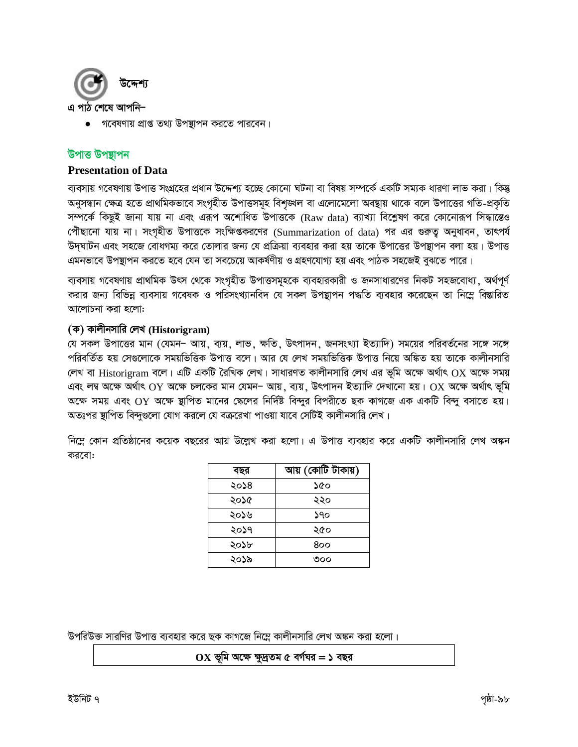## উদ্দেশ্য

এ পাঠ শেষে আপনি–

- গবেষণায় প্রাপ্ত তথ্য উপস্থাপন করতে পারবেন।

## উপাত্ত উপস্থাপন

### Presentation of Data

ব্যবসায় গবেষণায় উপাত্ত সংগ্রহের প্রধান উদ্দেশ্য হচ্ছে কোনো ঘটনা বা বিষয় সম্পর্কে একটি সম্যক ধারণা লাভ করা। কিন্তু অনুসন্ধান ক্ষেত্র হতে প্রাথমিকভাবে সংগৃহীত উপাত্তসমূহ বিশৃঙ্খল বা এলোমেলো অবস্থায় থাকে বলে উপাত্তের গতি-প্রকৃতি সম্পর্কে কিছুই জানা যায় না এবং এরূপ অশোধিত উপাত্তকে (Raw data) ব্যাখ্যা বিশ্লেষণ করে কোনোরূপ সিদ্ধান্তেও পৌঁছানো যায় না। সংগৃহীত উপাত্তকে সংক্ষিপ্তকরণের (Summarization of data) পর এর গুরুত্ব অনুধাবন, তাৎপর্য উদ্ঘাটন এবং সহজে বোধগম্য করে তোলার জন্য যে প্রক্রিয়া ব্যবহার করা হয় তাকে উপাত্তের উপস্থাপন বলা হয়। উপাত্ত এমনভাবে উপস্থাপন করতে হবে যেন তা সবচেয়ে আকর্ষণীয় ও গ্রহণযোগ্য হয় এবং পাঠক সহজেই বুঝতে পারে।

ব্যবসায় গবেষণায় প্রাথমিক উৎস থেকে সংগৃহীত উপাত্তসমূহকে ব্যবহারকারী ও জনসাধারণের নিকট সহজবোধ্য, অর্থপূর্ণ করার জন্য বিভিন্ন ব্যবসায় গবেষক ও পরিসংখ্যানবিদ যে সকল উপস্থাপন পদ্ধতি ব্যবহার করেছেন তা নিম্নে বিস্তারিত আলোচনা করা হলো:

### (ক) কালীনসারি লেখ (Historigram)

যে সকল উপাত্তের মান (যেমন– আয়, ব্যয়, লাভ, ক্ষতি, উৎপাদন, জনসংখ্যা ইত্যাদি) সময়ের পরিবর্তনের সঙ্গে সঙ্গে পরিবর্তিত হয় সেগুলোকে সময়ভিত্তিক উপাত্ত বলে। আর যে লেখ সময়ভিত্তিক উপাত্ত নিয়ে অঙ্কিত হয় তাকে কালীনসারি লেখ বা Historigram বলে। এটি একটি রৈখিক লেখ। সাধারণত কালীনসারি লেখ এর ভূমি অক্ষে অর্থাৎ OX অক্ষে সময় এবং লম্ব অক্ষে অর্থাৎ OY অক্ষে চলকের মান যেমন– আয়, ব্যয়, উৎপাদন ইত্যাদি দেখানো হয়। OX অক্ষে অর্থাৎ ভূমি অক্ষে সময় এবং OY অক্ষে স্থাপিত মানের স্কেলের নির্দিষ্ট বিন্দুর বিপরীতে ছক কাগজে এক একটি বিন্দু বসাতে হয়। অতঃপর স্থাপিত বিন্দুগুলো যোগ করলে যে বক্ররেখা পাওয়া যাবে সেটিই কালীনসারি লেখ।

নিম্নে কোন প্রতিষ্ঠানের কয়েক বছরের আয় উল্লেখ করা হলো। এ উপাত্ত ব্যবহার করে একটি কালীনসারি লেখ অঙ্কন করবো:

| বছর | আয় (কোটি টাকায়) |
|---|---|
| ২০১৪ | ১৫০ |
| ২০১৫ | ২২০ |
| ২০১৬ | ১৭০ |
| ২০১৭ | ২৫০ |
| ২০১৮ | ৪০০ |
| ২০১৯ | ৩০০ |

উপরিউক্ত সারণির উপাত্ত ব্যবহার করে ছক কাগজে নিম্নে কালীনসারি লেখ অঙ্কন করা হলো।

**OX ভূমি অক্ষে ক্ষুদ্রতম ৫ বর্গঘর = ১ বছর**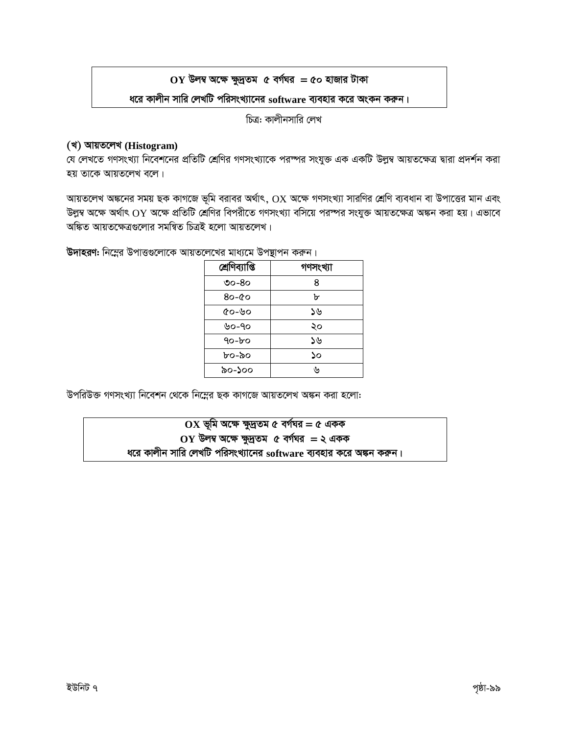**OY উলম্ব অক্ষে ক্ষুদ্রতম ৫ বর্গঘর = ৫০ হাজার টাকা**

**ধরে কালীন সারি লেখটি পরিসংখ্যানের software ব্যবহার করে অংকন করুন।**

চিত্র: কালীনসারি লেখ

### (খ) আয়তলেখ (Histogram)

যে লেখতে গণসংখ্যা নিবেশনের প্রতিটি শ্রেণির গণসংখ্যাকে পরস্পর সংযুক্ত এক একটি উলম্ব আয়তক্ষেত্র দ্বারা প্রদর্শন করা হয় তাকে আয়তলেখ বলে।

আয়তলেখ অঙ্কনের সময় ছক কাগজে ভূমি বরাবর অর্থাৎ, OX অক্ষে গণসংখ্যা সারণির শ্রেণি ব্যবধান বা উপাত্তের মান এবং উলম্ব অক্ষে অর্থাৎ OY অক্ষে প্রতিটি শ্রেণির বিপরীতে গণসংখ্যা বসিয়ে পরস্পর সংযুক্ত আয়তক্ষেত্র অঙ্কন করা হয়। এভাবে অঙ্কিত আয়তক্ষেত্রগুলোর সমন্বিত চিত্রই হলো আয়তলেখ।

**উদাহরণ:** নিম্নের উপাত্তগুলোকে আয়তলেখের মাধ্যমে উপস্থাপন করুন।

| শ্রেণিব্যাপ্তি | গণসংখ্যা |
|---|---|
| ৩০-৪০ | ৪ |
| ৪০-৫০ | ৮ |
| ৫০-৬০ | ১৬ |
| ৬০-৭০ | ২০ |
| ৭০-৮০ | ১৬ |
| ৮০-৯০ | ১০ |
| ৯০-১০০ | ৬ |

উপরিউক্ত গণসংখ্যা নিবেশন থেকে নিম্নের ছক কাগজে আয়তলেখ অঙ্কন করা হলো:

**OX ভূমি অক্ষে ক্ষুদ্রতম ৫ বর্গঘর = ৫ একক**

**OY উলম্ব অক্ষে ক্ষুদ্রতম ৫ বর্গঘর = ২ একক**

**ধরে কালীন সারি লেখটি পরিসংখ্যানের software ব্যবহার করে অঙ্কন করুন।**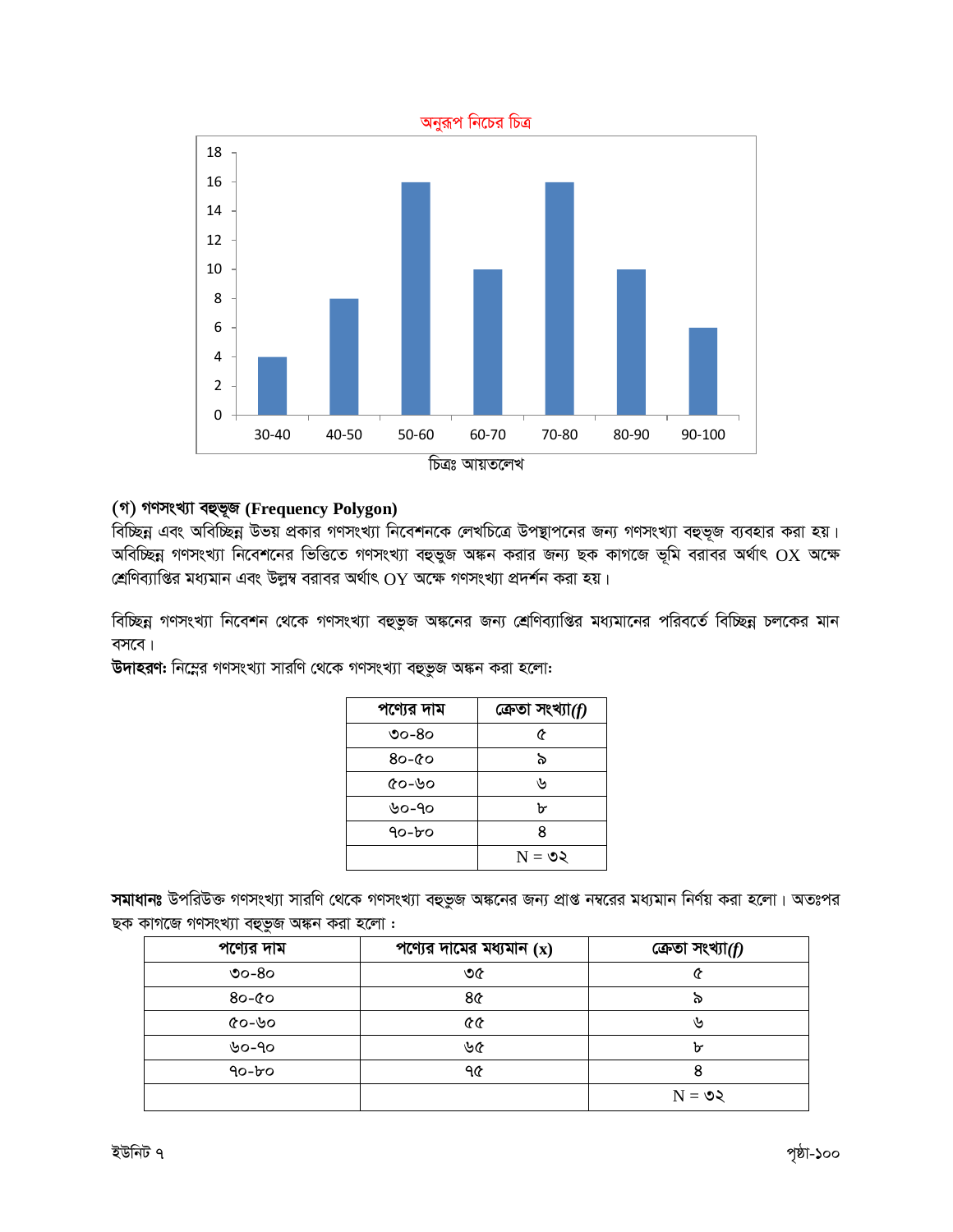অনুরূপ নিচের চিত্র

চিত্রঃ আয়তলেখ

### (গ) গণসংখ্যা বহুভূজ (Frequency Polygon)

বিচ্ছিন্ন এবং অবিচ্ছিন্ন উভয় প্রকার গণসংখ্যা নিবেশনকে লেখচিত্রে উপস্থাপনের জন্য গণসংখ্যা বহুভূজ ব্যবহার করা হয়। অবিচ্ছিন্ন গণসংখ্যা নিবেশনের ভিত্তিতে গণসংখ্যা বহুভুজ অঙ্কন করার জন্য ছক কাগজে ভূমি বরাবর অর্থাৎ OX অক্ষে শ্রেণিব্যাপ্তির মধ্যমান এবং উল্লম্ব বরাবর অর্থাৎ OY অক্ষে গণসংখ্যা প্রদর্শন করা হয়।

বিচ্ছিন্ন গণসংখ্যা নিবেশন থেকে গণসংখ্যা বহুভুজ অঙ্কনের জন্য শ্রেণিব্যাপ্তির মধ্যমানের পরিবর্তে বিচ্ছিন্ন চলকের মান বসবে।

**উদাহরণ:** নিম্নের গণসংখ্যা সারণি থেকে গণসংখ্যা বহুভুজ অঙ্কন করা হলো:

| পণ্যের দাম | ক্রেতা সংখ্যা($f$) |
|---|---|
| ৩০-৪০ | ৫ |
| ৪০-৫০ | ৯ |
| ৫০-৬০ | ৬ |
| ৬০-৭০ | ৮ |
| ৭০-৮০ | ৪ |
| | N = ৩২ |

**সমাধানঃ** উপরিউক্ত গণসংখ্যা সারণি থেকে গণসংখ্যা বহুভুজ অঙ্কনের জন্য প্রাপ্ত নম্বরের মধ্যমান নির্ণয় করা হলো। অতঃপর ছক কাগজে গণসংখ্যা বহুভুজ অঙ্কন করা হলো :

| পণ্যের দাম | পণ্যের দামের মধ্যমান (x) | ক্রেতা সংখ্যা($f$) |
|---|---|---|
| ৩০-৪০ | ৩৫ | ৫ |
| ৪০-৫০ | ৪৫ | ৯ |
| ৫০-৬০ | ৫৫ | ৬ |
| ৬০-৭০ | ৬৫ | ৮ |
| ৭০-৮০ | ৭৫ | ৪ |
| | | N = ৩২ |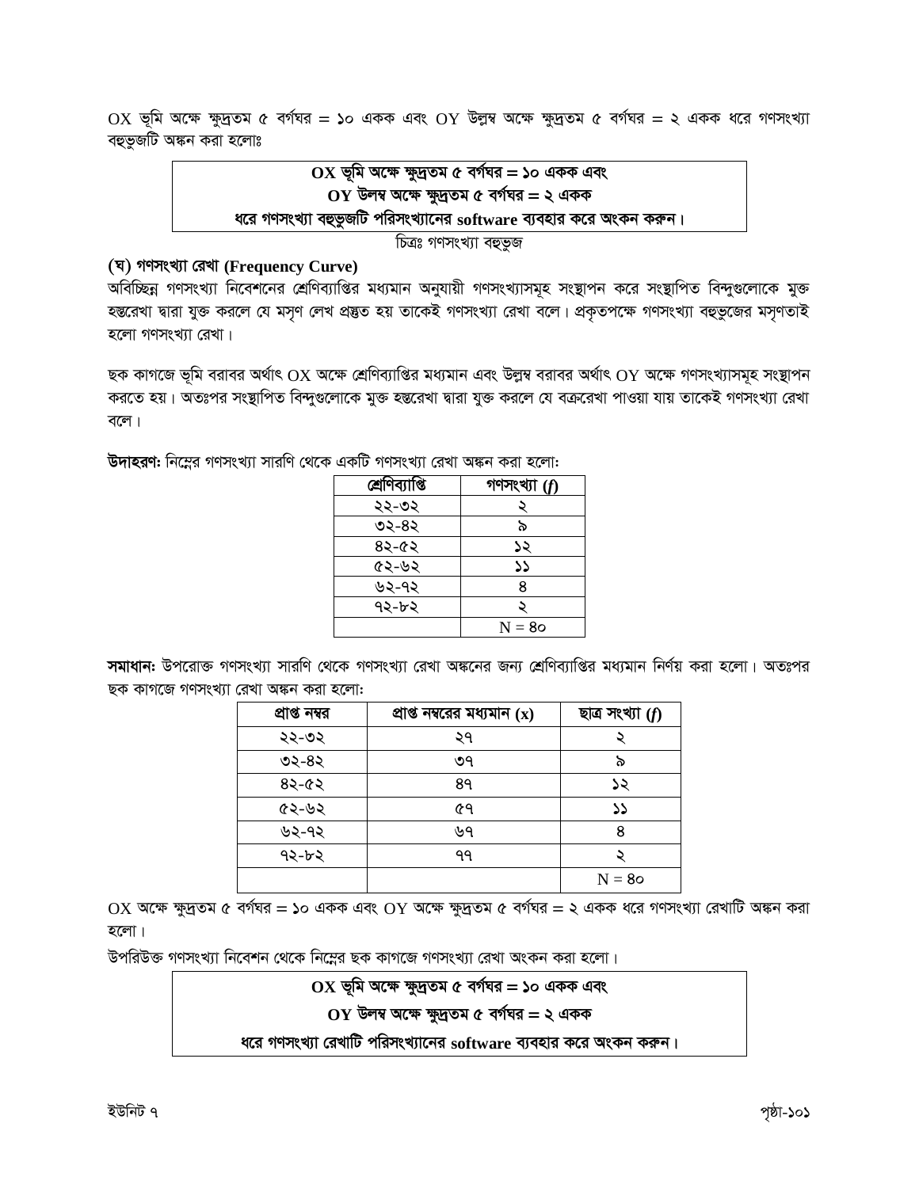OX ভূমি অক্ষে ক্ষুদ্রতম ৫ বর্গঘর = ১০ একক এবং OY উল্লম্ব অক্ষে ক্ষুদ্রতম ৫ বর্গঘর = ২ একক ধরে গণসংখ্যা বহুভুজটি অঙ্কন করা হলোঃ

| **OX ভূমি অক্ষে ক্ষুদ্রতম ৫ বর্গঘর = ১০ একক এবং OY উলম্ব অক্ষে ক্ষুদ্রতম ৫ বর্গঘর = ২ একক ধরে গণসংখ্যা বহুভুজটি পরিসংখ্যানের software ব্যবহার করে অংকন করুন।** |
|---|

চিত্রঃ গণসংখ্যা বহুভুজ

### (ঘ) গণসংখ্যা রেখা (Frequency Curve)

অবিচ্ছিন্ন গণসংখ্যা নিবেশনের শ্রেণিব্যাপ্তির মধ্যমান অনুযায়ী গণসংখ্যাসমূহ সংস্থাপন করে সংস্থাপিত বিন্দুগুলোকে মুক্ত হস্তরেখা দ্বারা যুক্ত করলে যে মসৃণ লেখ প্রস্তুত হয় তাকেই গণসংখ্যা রেখা বলে। প্রকৃতপক্ষে গণসংখ্যা বহুভুজের মসৃণতাই হলো গণসংখ্যা রেখা।

ছক কাগজে ভূমি বরাবর অর্থাৎ OX অক্ষে শ্রেণিব্যাপ্তির মধ্যমান এবং উল্লম্ব বরাবর অর্থাৎ OY অক্ষে গণসংখ্যাসমূহ সংস্থাপন করতে হয়। অতঃপর সংস্থাপিত বিন্দুগুলোকে মুক্ত হস্তরেখা দ্বারা যুক্ত করলে যে বক্ররেখা পাওয়া যায় তাকেই গণসংখ্যা রেখা বলে।

**উদাহরণ:** নিম্নের গণসংখ্যা সারণি থেকে একটি গণসংখ্যা রেখা অঙ্কন করা হলো:

| শ্রেণিব্যাপ্তি | গণসংখ্যা ($f$) |
|---|---|
| ২২-৩২ | ২ |
| ৩২-৪২ | ৯ |
| ৪২-৫২ | ১২ |
| ৫২-৬২ | ১১ |
| ৬২-৭২ | ৪ |
| ৭২-৮২ | ২ |
| | N = ৪০ |

**সমাধান:** উপরোক্ত গণসংখ্যা সারণি থেকে গণসংখ্যা রেখা অঙ্কনের জন্য শ্রেণিব্যাপ্তির মধ্যমান নির্ণয় করা হলো। অতঃপর ছক কাগজে গণসংখ্যা রেখা অঙ্কন করা হলো:

| প্রাপ্ত নম্বর | প্রাপ্ত নম্বরের মধ্যমান ($x$) | ছাত্র সংখ্যা ($f$) |
|---|---|---|
| ২২-৩২ | ২৭ | ২ |
| ৩২-৪২ | ৩৭ | ৯ |
| ৪২-৫২ | ৪৭ | ১২ |
| ৫২-৬২ | ৫৭ | ১১ |
| ৬২-৭২ | ৬৭ | ৪ |
| ৭২-৮২ | ৭৭ | ২ |
| | | N = ৪০ |

OX অক্ষে ক্ষুদ্রতম ৫ বর্গঘর = ১০ একক এবং OY অক্ষে ক্ষুদ্রতম ৫ বর্গঘর = ২ একক ধরে গণসংখ্যা রেখাটি অঙ্কন করা হলো।

উপরিউক্ত গণসংখ্যা নিবেশন থেকে নিম্নের ছক কাগজে গণসংখ্যা রেখা অংকন করা হলো।

| **OX ভূমি অক্ষে ক্ষুদ্রতম ৫ বর্গঘর = ১০ একক এবং OY উলম্ব অক্ষে ক্ষুদ্রতম ৫ বর্গঘর = ২ একক ধরে গণসংখ্যা রেখাটি পরিসংখ্যানের software ব্যবহার করে অংকন করুন।** |
|---|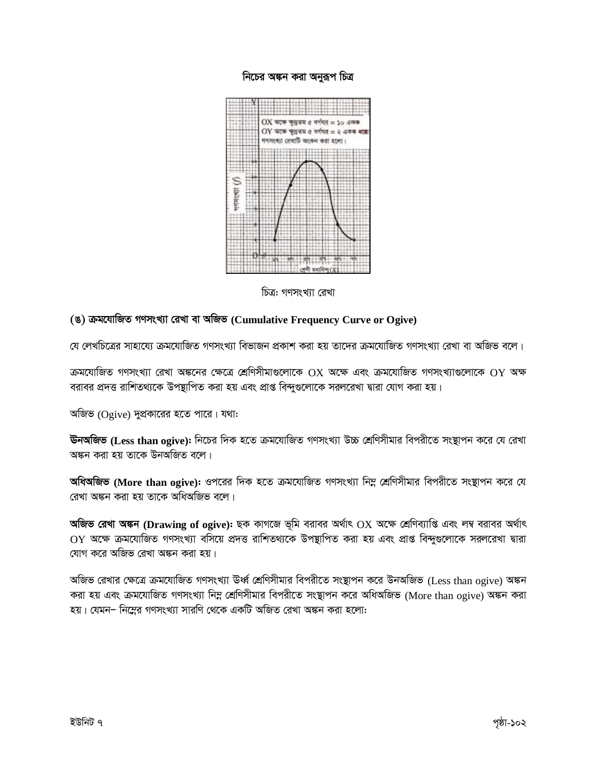নিচের অঙ্কন করা অনুরূপ চিত্র

চিত্র: গণসংখ্যা রেখা

### (ঙ) ক্রমযোজিত গণসংখ্যা রেখা বা অজিভ (Cumulative Frequency Curve or Ogive)

যে লেখচিত্রের সাহায্যে ক্রমযোজিত গণসংখ্যা বিভাজন প্রকাশ করা হয় তাদের ক্রমযোজিত গণসংখ্যা রেখা বা অজিভ বলে।

ক্রমযোজিত গণসংখ্যা রেখা অঙ্কনের ক্ষেত্রে শ্রেণিসীমাগুলোকে OX অক্ষে এবং ক্রমযোজিত গণসংখ্যাগুলোকে OY অক্ষ বরাবর প্রদত্ত রাশিতথ্যকে উপস্থাপিত করা হয় এবং প্রাপ্ত বিন্দুগুলোকে সরলরেখা দ্বারা যোগ করা হয়।

অজিভ (Ogive) দুপ্রকারের হতে পারে। যথা:

**উনঅজিভ (Less than ogive):** নিচের দিক হতে ক্রমযোজিত গণসংখ্যা উচ্চ শ্রেণিসীমার বিপরীতে সংস্থাপন করে যে রেখা অঙ্কন করা হয় তাকে উনঅজিত বলে।

**অধিঅজিভ (More than ogive):** ওপরের দিক হতে ক্রমযোজিত গণসংখ্যা নিম্ন শ্রেণিসীমার বিপরীতে সংস্থাপন করে যে রেখা অঙ্কন করা হয় তাকে অধিঅজিভ বলে।

**অজিভ রেখা অঙ্কন (Drawing of ogive):** ছক কাগজে ভূমি বরাবর অর্থাৎ OX অক্ষে শ্রেণিব্যাপ্তি এবং লম্ব বরাবর অর্থাৎ OY অক্ষে ক্রমযোজিত গণসংখ্যা বসিয়ে প্রদত্ত রাশিতথ্যকে উপস্থাপিত করা হয় এবং প্রাপ্ত বিন্দুগুলোকে সরলরেখা দ্বারা যোগ করে অজিভ রেখা অঙ্কন করা হয়।

অজিভ রেখার ক্ষেত্রে ক্রমযোজিত গণসংখ্যা ঊর্ধ্ব শ্রেণিসীমার বিপরীতে সংস্থাপন করে উনঅজিভ (Less than ogive) অঙ্কন করা হয় এবং ক্রমযোজিত গণসংখ্যা নিম্ন শ্রেণিসীমার বিপরীতে সংস্থাপন করে অধিঅজিভ (More than ogive) অঙ্কন করা হয়। যেমন– নিম্নের গণসংখ্যা সারণি থেকে একটি অজিত রেখা অঙ্কন করা হলো: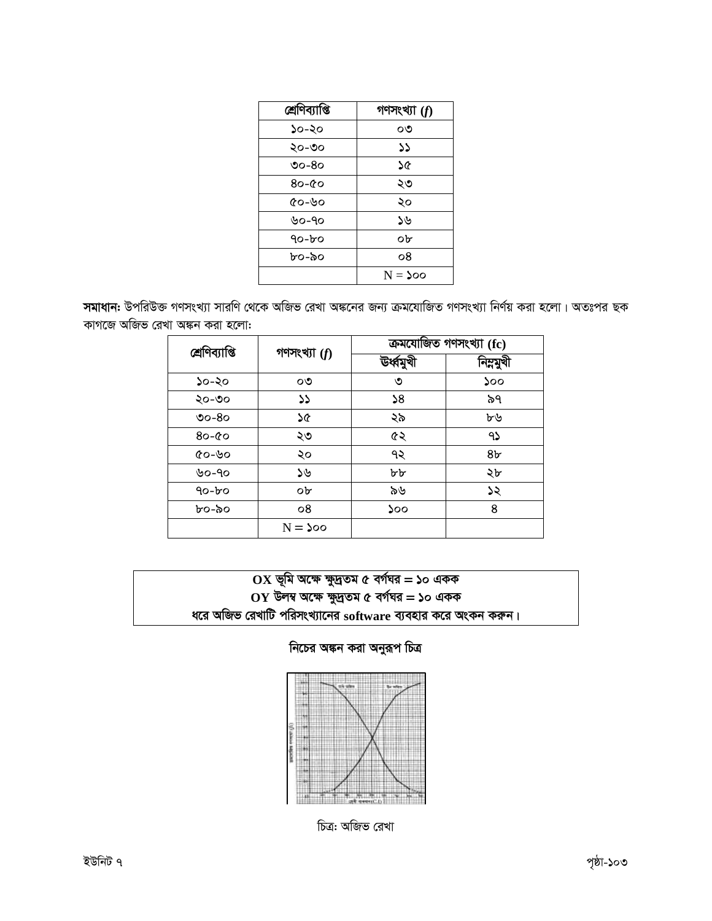| শ্রেণিব্যাপ্তি | গণসংখ্যা (*f*) |
|---|---|
| ১০-২০ | ০৩ |
| ২০-৩০ | ১১ |
| ৩০-৪০ | ১৫ |
| ৪০-৫০ | ২৩ |
| ৫০-৬০ | ২০ |
| ৬০-৭০ | ১৬ |
| ৭০-৮০ | ০৮ |
| ৮০-৯০ | ০৪ |
| | N = ১০০ |

**সমাধান:** উপরিউক্ত গণসংখ্যা সারণি থেকে অজিভ রেখা অঙ্কনের জন্য ক্রমযোজিত গণসংখ্যা নির্ণয় করা হলো। অতঃপর ছক কাগজে অজিভ রেখা অঙ্কন করা হলো:

| শ্রেণিব্যাপ্তি | গণসংখ্যা (*f*) | ক্রমযোজিত গণসংখ্যা (fc) | |
|---|---|---|---|
| | | উর্ধ্বমুখী | নিম্নমুখী |
| ১০-২০ | ০৩ | ৩ | ১০০ |
| ২০-৩০ | ১১ | ১৪ | ৯৭ |
| ৩০-৪০ | ১৫ | ২৯ | ৮৬ |
| ৪০-৫০ | ২৩ | ৫২ | ৭১ |
| ৫০-৬০ | ২০ | ৭২ | ৪৮ |
| ৬০-৭০ | ১৬ | ৮৮ | ২৮ |
| ৭০-৮০ | ০৮ | ৯৬ | ১২ |
| ৮০-৯০ | ০৪ | ১০০ | ৪ |
| | N = ১০০ | | |

**OX ভূমি অক্ষে ক্ষুদ্রতম ৫ বর্গঘর = ১০ একক**
**OY উলম্ব অক্ষে ক্ষুদ্রতম ৫ বর্গঘর = ১০ একক**
**ধরে অজিভ রেখাটি পরিসংখ্যানের software ব্যবহার করে অংকন করুন।**

**নিচের অঙ্কন করা অনুরূপ চিত্র**

চিত্র: অজিভ রেখা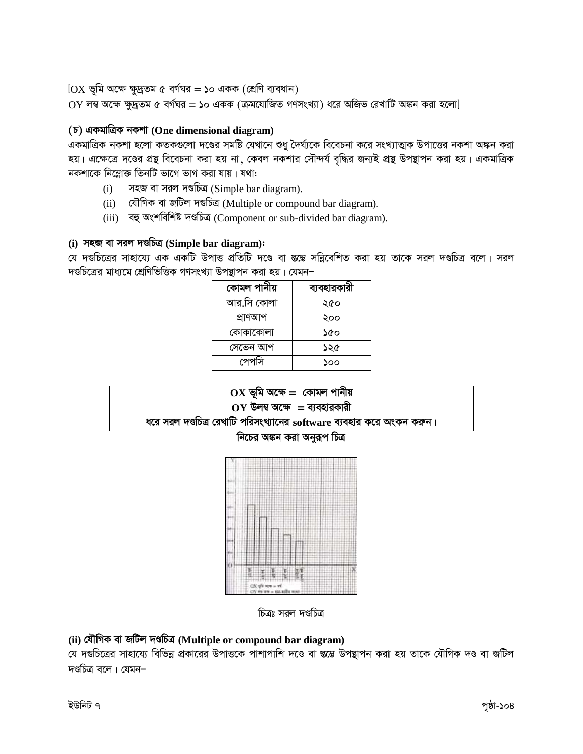[OX ভূমি অক্ষে ক্ষুদ্রতম ৫ বর্গঘর = ১০ একক (শ্রেণি ব্যবধান)
OY লম্ব অক্ষে ক্ষুদ্রতম ৫ বর্গঘর = ১০ একক (ক্রমযোজিত গণসংখ্যা) ধরে অজিভ রেখাটি অঙ্কন করা হলো]

### (চ) একমাত্রিক নকশা (One dimensional diagram)

একমাত্রিক নকশা হলো কতকগুলো দণ্ডের সমষ্টি যেখানে শুধু দৈর্ঘ্যকে বিবেচনা করে সংখ্যাত্মক উপাত্তের নকশা অঙ্কন করা হয়। এক্ষেত্রে দণ্ডের প্রস্থ বিবেচনা করা হয় না, কেবল নকশার সৌন্দর্য বৃদ্ধির জন্যই প্রস্থ উপস্থাপন করা হয়। একমাত্রিক নকশাকে নিম্নোক্ত তিনটি ভাগে ভাগ করা যায়। যথা:

(i) সহজ বা সরল দণ্ডচিত্র (Simple bar diagram).
(ii) যৌগিক বা জটিল দণ্ডচিত্র (Multiple or compound bar diagram).
(iii) বহু অংশবিশিষ্ট দণ্ডচিত্র (Component or sub-divided bar diagram).

### (i) সহজ বা সরল দণ্ডচিত্র (Simple bar diagram):

যে দণ্ডচিত্রের সাহায্যে এক একটি উপাত্ত প্রতিটি দণ্ডে বা স্তম্ভে সন্নিবেশিত করা হয় তাকে সরল দণ্ডচিত্র বলে। সরল দণ্ডচিত্রের মাধ্যমে শ্রেণিভিত্তিক গণসংখ্যা উপস্থাপন করা হয়। যেমন–

| কোমল পানীয় | ব্যবহারকারী |
|---|---|
| আর.সি কোলা | ২৫০ |
| প্রাণআপ | ২০০ |
| কোকাকোলা | ১৫০ |
| সেভেন আপ | ১২৫ |
| পেপসি | ১০০ |

**OX ভূমি অক্ষে = কোমল পানীয়**
**OY উলম্ব অক্ষে = ব্যবহারকারী**
**ধরে সরল দণ্ডচিত্র রেখাটি পরিসংখ্যানের software ব্যবহার করে অংকন করুন।**

**নিচের অঙ্কন করা অনুরূপ চিত্র**

চিত্রঃ সরল দণ্ডচিত্র

### (ii) যৌগিক বা জটিল দণ্ডচিত্র (Multiple or compound bar diagram)

যে দণ্ডচিত্রের সাহায্যে বিভিন্ন প্রকারের উপাত্তকে পাশাপাশি দণ্ডে বা স্তম্ভে উপস্থাপন করা হয় তাকে যৌগিক দণ্ড বা জটিল দণ্ডচিত্র বলে। যেমন–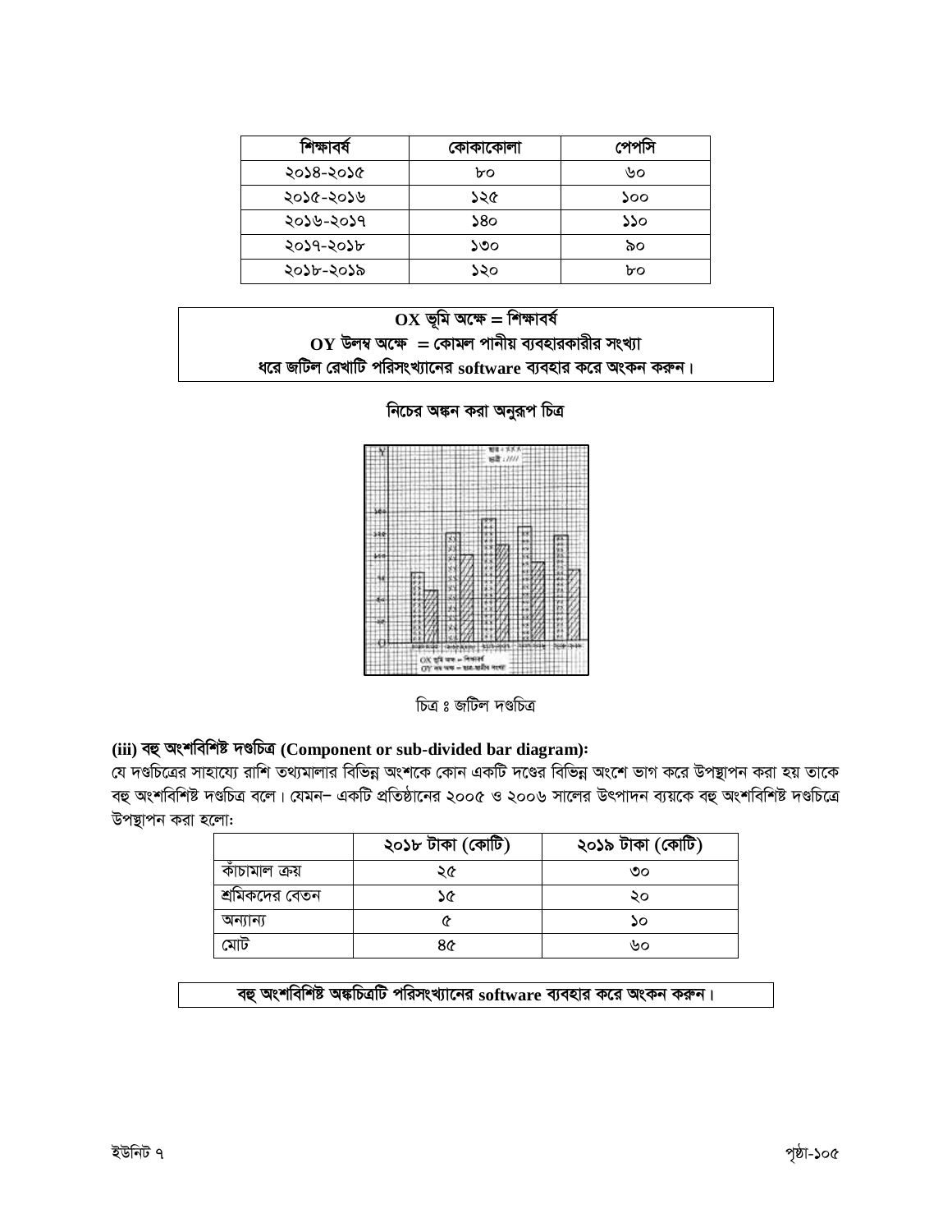| শিক্ষাবর্ষ | কোকাকোলা | পেপসি |
| --- | --- | --- |
| ২০১৪-২০১৫ | ৮০ | ৬০ |
| ২০১৫-২০১৬ | ১২৫ | ১০০ |
| ২০১৬-২০১৭ | ১৪০ | ১১০ |
| ২০১৭-২০১৮ | ১৩০ | ৯০ |
| ২০১৮-২০১৯ | ১২০ | ৮০ |

**OX ভূমি অক্ষে = শিক্ষাবর্ষ**
**OY উলম্ব অক্ষে = কোমল পানীয় ব্যবহারকারীর সংখ্যা**
**ধরে জটিল রেখাটি পরিসংখ্যানের software ব্যবহার করে অংকন করুন।**

**নিচের অঙ্কন করা অনুরূপ চিত্র**

চিত্র ঃ জটিল দণ্ডচিত্র

### (iii) বহু অংশবিশিষ্ট দণ্ডচিত্র (Component or sub-divided bar diagram):

যে দণ্ডচিত্রের সাহায্যে রাশি তথ্যমালার বিভিন্ন অংশকে কোন একটি দণ্ডের বিভিন্ন অংশে ভাগ করে উপস্থাপন করা হয় তাকে বহু অংশবিশিষ্ট দণ্ডচিত্র বলে। যেমন– একটি প্রতিষ্ঠানের ২০০৫ ও ২০০৬ সালের উৎপাদন ব্যয়কে বহু অংশবিশিষ্ট দণ্ডচিত্রে উপস্থাপন করা হলো:

| | ২০১৮ টাকা (কোটি) | ২০১৯ টাকা (কোটি) |
| --- | --- | --- |
| কাঁচামাল ক্রয় | ২৫ | ৩০ |
| শ্রমিকদের বেতন | ১৫ | ২০ |
| অন্যান্য | ৫ | ১০ |
| মোট | ৪৫ | ৬০ |

**বহু অংশবিশিষ্ট অঙ্কচিত্রটি পরিসংখ্যানের software ব্যবহার করে অংকন করুন।**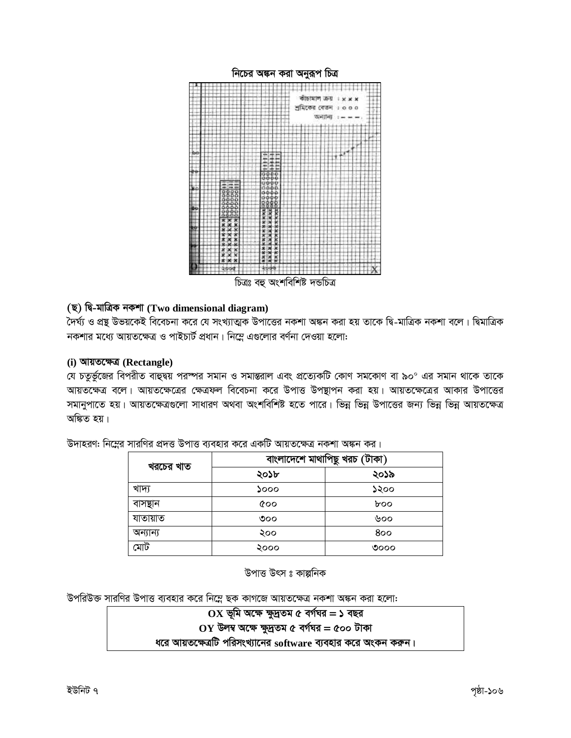নিচের অঙ্কন করা অনুরূপ চিত্র

চিত্রঃ বহু অংশবিশিষ্ট দন্ডচিত্র

### (ছ) দ্বি-মাত্রিক নকশা (Two dimensional diagram)

দৈর্ঘ্য ও প্রস্থ উভয়কেই বিবেচনা করে যে সংখ্যাত্মক উপাত্তের নকশা অঙ্কন করা হয় তাকে দ্বি-মাত্রিক নকশা বলে। দ্বিমাত্রিক নকশার মধ্যে আয়তক্ষেত্র ও পাইচার্ট প্রধান। নিম্নে এগুলোর বর্ণনা দেওয়া হলোঃ

#### (i) আয়তক্ষেত্র (Rectangle)

যে চতুর্ভুজের বিপরীত বাহুদ্বয় পরস্পর সমান ও সমান্তরাল এবং প্রত্যেকটি কোণ সমকোণ বা ৯০° এর সমান থাকে তাকে আয়তক্ষেত্র বলে। আয়তক্ষেত্রের ক্ষেত্রফল বিবেচনা করে উপাত্ত উপস্থাপন করা হয়। আয়তক্ষেত্রের আকার উপাত্তের সমানুপাতে হয়। আয়তক্ষেত্রগুলো সাধারণ অথবা অংশবিশিষ্ট হতে পারে। ভিন্ন ভিন্ন উপাত্তের জন্য ভিন্ন ভিন্ন আয়তক্ষেত্র অঙ্কিত হয়।

উদাহরণঃ নিম্নের সারণির প্রদত্ত উপাত্ত ব্যবহার করে একটি আয়তক্ষেত্র নকশা অঙ্কন কর।

| খরচের খাত | বাংলাদেশে মাথাপিছু খরচ (টাকা) | |
|---|---|---|
| | ২০১৮ | ২০১৯ |
| খাদ্য | ১০০০ | ১২০০ |
| বাসস্থান | ৫০০ | ৮০০ |
| যাতায়াত | ৩০০ | ৬০০ |
| অন্যান্য | ২০০ | ৪০০ |
| মোট | ২০০০ | ৩০০০ |

উপাত্ত উৎস ঃ কাল্পনিক

উপরিউক্ত সারণির উপাত্ত ব্যবহার করে নিম্নে ছক কাগজে আয়তক্ষেত্র নকশা অঙ্কন করা হলোঃ

**OX ভূমি অক্ষে ক্ষুদ্রতম ৫ বর্গঘর = ১ বছর**
**OY উলম্ব অক্ষে ক্ষুদ্রতম ৫ বর্গঘর = ৫০০ টাকা**
**ধরে আয়তক্ষেত্রটি পরিসংখ্যানের software ব্যবহার করে অংকন করুন।**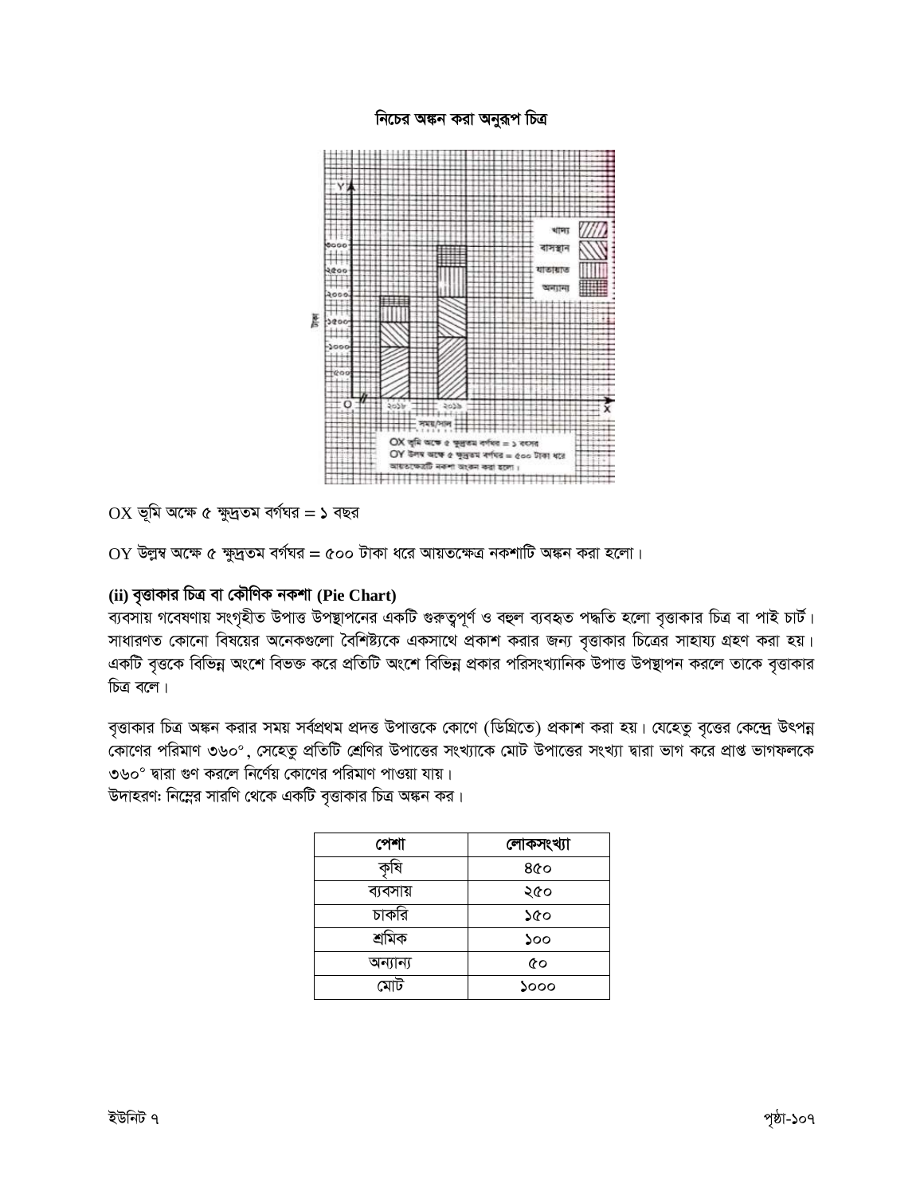নিচের অঙ্কন করা অনুরূপ চিত্র

OX ভূমি অক্ষে ৫ ক্ষুদ্রতম বর্গঘর = ১ বছর

OY উলম্ব অক্ষে ৫ ক্ষুদ্রতম বর্গঘর = ৫০০ টাকা ধরে আয়তক্ষেত্র নকশাটি অঙ্কন করা হলো।

### (ii) বৃত্তাকার চিত্র বা কৌণিক নকশা (Pie Chart)

ব্যবসায় গবেষণায় সংগৃহীত উপাত্ত উপস্থাপনের একটি গুরুত্বপূর্ণ ও বহুল ব্যবহৃত পদ্ধতি হলো বৃত্তাকার চিত্র বা পাই চার্ট। সাধারণত কোনো বিষয়ের অনেকগুলো বৈশিষ্ট্যকে একসাথে প্রকাশ করার জন্য বৃত্তাকার চিত্রের সাহায্য গ্রহণ করা হয়। একটি বৃত্তকে বিভিন্ন অংশে বিভক্ত করে প্রতিটি অংশে বিভিন্ন প্রকার পরিসংখ্যানিক উপাত্ত উপস্থাপন করলে তাকে বৃত্তাকার চিত্র বলে।

বৃত্তাকার চিত্র অঙ্কন করার সময় সর্বপ্রথম প্রদত্ত উপাত্তকে কোণে (ডিগ্রিতে) প্রকাশ করা হয়। যেহেতু বৃত্তের কেন্দ্রে উৎপন্ন কোণের পরিমাণ ৩৬০°, সেহেতু প্রতিটি শ্রেণির উপাত্তের সংখ্যাকে মোট উপাত্তের সংখ্যা দ্বারা ভাগ করে প্রাপ্ত ভাগফলকে ৩৬০° দ্বারা গুণ করলে নির্ণেয় কোণের পরিমাণ পাওয়া যায়।

উদাহরণ: নিম্নের সারণি থেকে একটি বৃত্তাকার চিত্র অঙ্কন কর।

| পেশা | লোকসংখ্যা |
|---|---|
| কৃষি | ৪৫০ |
| ব্যবসায় | ২৫০ |
| চাকরি | ১৫০ |
| শ্রমিক | ১০০ |
| অন্যান্য | ৫০ |
| মোট | ১০০০ |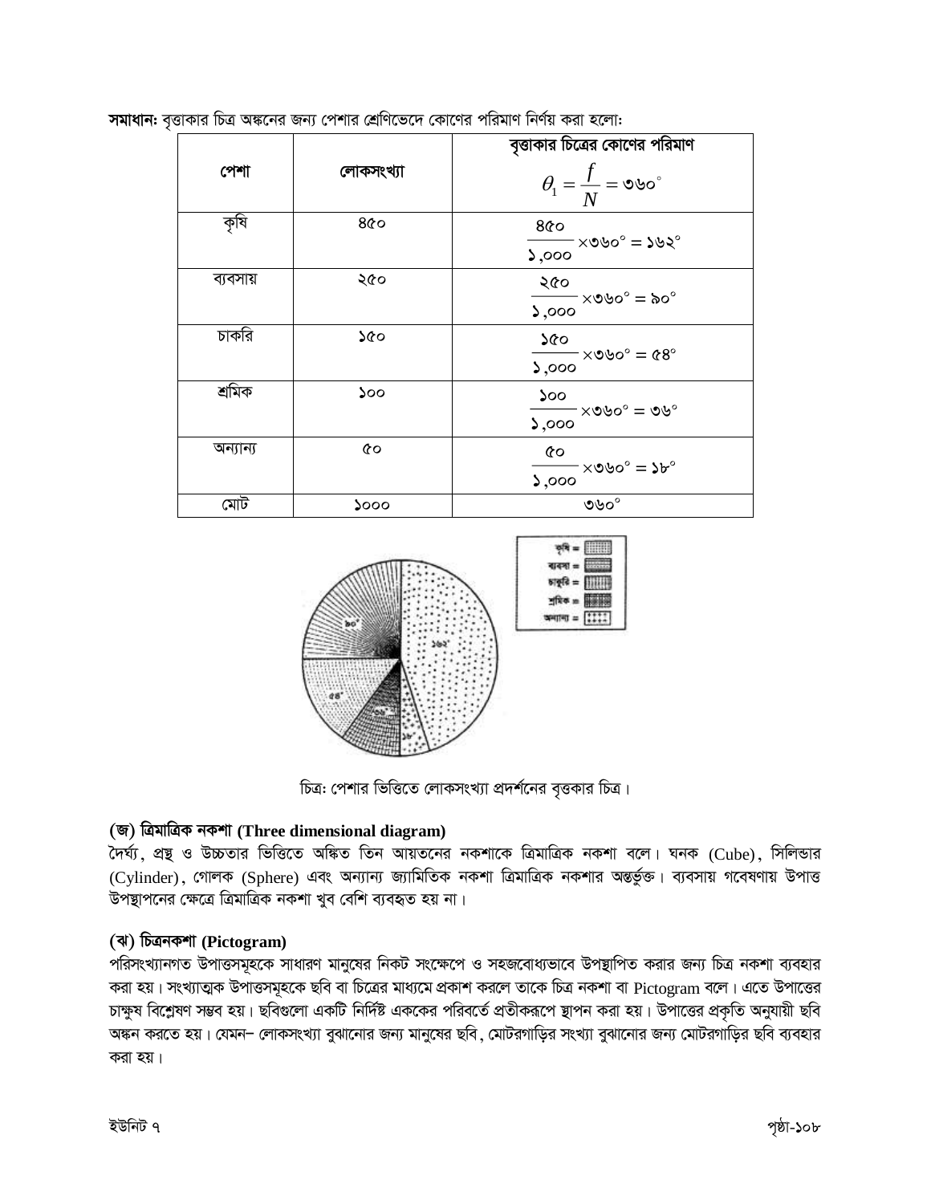**সমাধান:** বৃত্তাকার চিত্র অঙ্কনের জন্য পেশার শ্রেণিভেদে কোণের পরিমাণ নির্ণয় করা হলো:

| পেশা | লোকসংখ্যা | বৃত্তাকার চিত্রের কোণের পরিমাণ $\theta_1 = \frac{f}{N} = ৩৬০^\circ$ |
|---|---|---|
| কৃষি | ৪৫০ | $\frac{৪৫০}{১,০০০} \times ৩৬০^\circ = ১৬২^\circ$ |
| ব্যবসায় | ২৫০ | $\frac{২৫০}{১,০০০} \times ৩৬০^\circ = ৯০^\circ$ |
| চাকরি | ১৫০ | $\frac{১৫০}{১,০০০} \times ৩৬০^\circ = ৫৪^\circ$ |
| শ্রমিক | ১০০ | $\frac{১০০}{১,০০০} \times ৩৬০^\circ = ৩৬^\circ$ |
| অন্যান্য | ৫০ | $\frac{৫০}{১,০০০} \times ৩৬০^\circ = ১৮^\circ$ |
| মোট | ১০০০ | ৩৬০° |

চিত্র: পেশার ভিত্তিতে লোকসংখ্যা প্রদর্শনের বৃত্তকার চিত্র।

### (জ) ত্রিমাত্রিক নকশা (Three dimensional diagram)

দৈর্ঘ্য, প্রস্থ ও উচ্চতার ভিত্তিতে অঙ্কিত তিন আয়তনের নকশাকে ত্রিমাত্রিক নকশা বলে। ঘনক (Cube), সিলিন্ডার (Cylinder), গোলক (Sphere) এবং অন্যান্য জ্যামিতিক নকশা ত্রিমাত্রিক নকশার অন্তর্ভুক্ত। ব্যবসায় গবেষণায় উপাত্ত উপস্থাপনের ক্ষেত্রে ত্রিমাত্রিক নকশা খুব বেশি ব্যবহৃত হয় না।

### (ঝ) চিত্রনকশা (Pictogram)

পরিসংখ্যানগত উপাত্তসমূহকে সাধারণ মানুষের নিকট সংক্ষেপে ও সহজবোধ্যভাবে উপস্থাপিত করার জন্য চিত্র নকশা ব্যবহার করা হয়। সংখ্যাত্মক উপাত্তসমূহকে ছবি বা চিত্রের মাধ্যমে প্রকাশ করলে তাকে চিত্র নকশা বা Pictogram বলে। এতে উপাত্তের চাক্ষুষ বিশ্লেষণ সম্ভব হয়। ছবিগুলো একটি নির্দিষ্ট এককের পরিবর্তে প্রতীকরূপে স্থাপন করা হয়। উপাত্তের প্রকৃতি অনুযায়ী ছবি অঙ্কন করতে হয়। যেমন– লোকসংখ্যা বুঝানোর জন্য মানুষের ছবি, মোটরগাড়ির সংখ্যা বুঝানোর জন্য মোটরগাড়ির ছবি ব্যবহার করা হয়।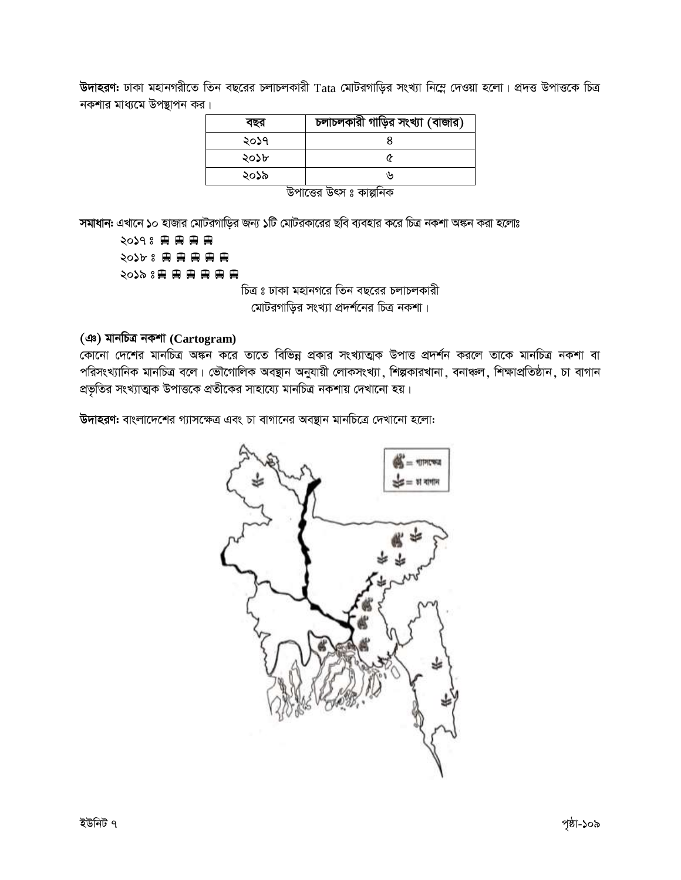**উদাহরণ:** ঢাকা মহানগরীতে তিন বছরের চলাচলকারী Tata মোটরগাড়ির সংখ্যা নিম্নে দেওয়া হলো। প্রদত্ত উপাত্তকে চিত্র নকশার মাধ্যমে উপস্থাপন কর।

| বছর | চলাচলকারী গাড়ির সংখ্যা (হাজার) |
|---|---|
| ২০১৭ | ৪ |
| ২০১৮ | ৫ |
| ২০১৯ | ৬ |

উপাত্তের উৎস ঃ কাল্পনিক

**সমাধান:** এখানে ১০ হাজার মোটরগাড়ির জন্য ১টি মোটরকারের ছবি ব্যবহার করে চিত্র নকশা অঙ্কন করা হলোঃ

২০১৭ ঃ 🚍 🚍 🚍 🚍

২০১৮ ঃ 🚍 🚍 🚍 🚍 🚍

২০১৯ ঃ 🚍 🚍 🚍 🚍 🚍 🚍

চিত্র ঃ ঢাকা মহানগরে তিন বছরের চলাচলকারী মোটরগাড়ির সংখ্যা প্রদর্শনের চিত্র নকশা।

### (ঞ) মানচিত্র নকশা (Cartogram)

কোনো দেশের মানচিত্র অঙ্কন করে তাতে বিভিন্ন প্রকার সংখ্যাত্মক উপাত্ত প্রদর্শন করলে তাকে মানচিত্র নকশা বা পরিসংখ্যানিক মানচিত্র বলে। ভৌগোলিক অবস্থান অনুযায়ী লোকসংখ্যা, শিল্পকারখানা, বনাঞ্চল, শিক্ষাপ্রতিষ্ঠান, চা বাগান প্রভৃতির সংখ্যাত্মক উপাত্তকে প্রতীকের সাহায্যে মানচিত্র নকশায় দেখানো হয়।

**উদাহরণ:** বাংলাদেশের গ্যাসক্ষেত্র এবং চা বাগানের অবস্থান মানচিত্রে দেখানো হলো:

= গ্যাসক্ষেত্র
= চা বাগান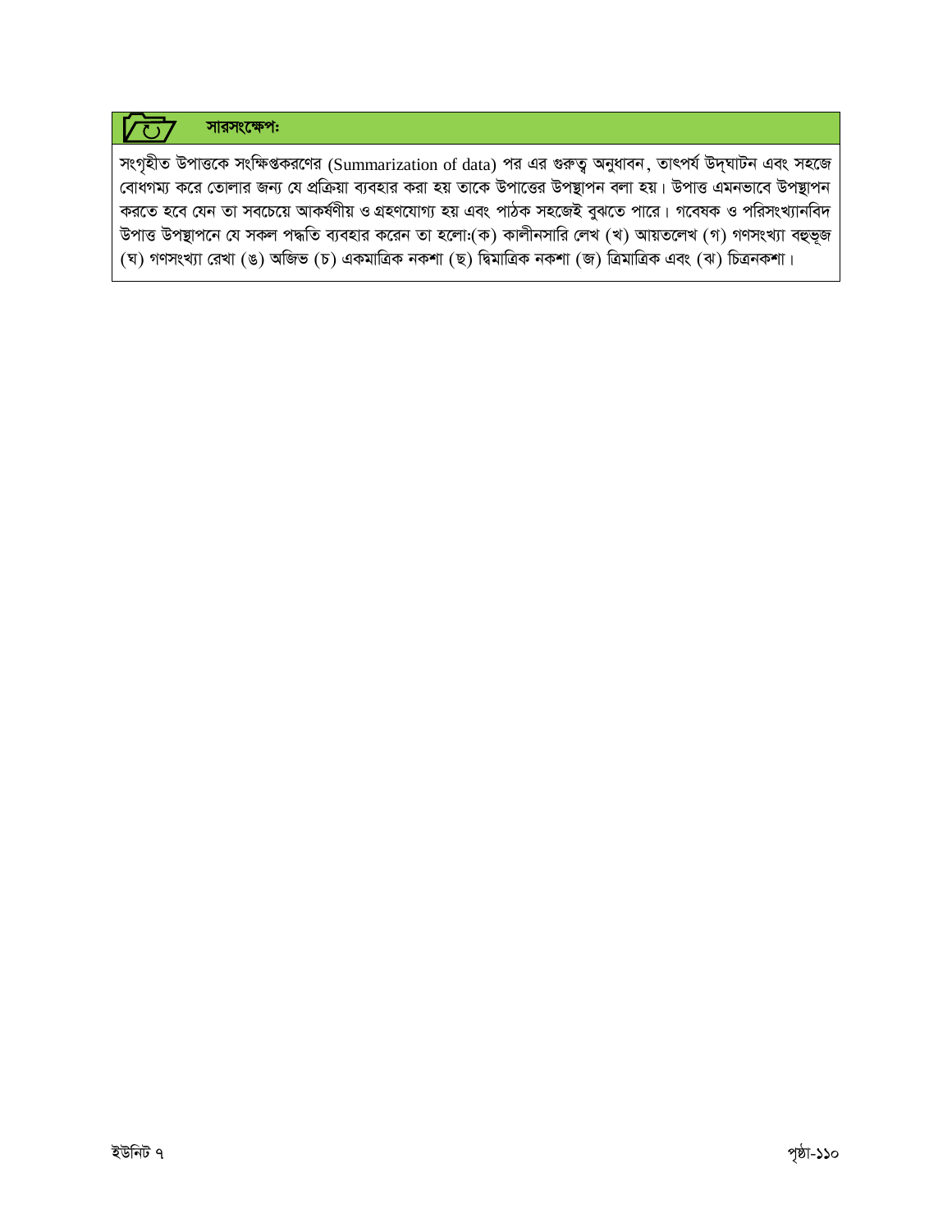## সারসংক্ষেপঃ

সংগৃহীত উপাত্তকে সংক্ষিপ্তকরণের (Summarization of data) পর এর গুরুত্ব অনুধাবন, তাৎপর্য উদ্ঘাটন এবং সহজে বোধগম্য করে তোলার জন্য যে প্রক্রিয়া ব্যবহার করা হয় তাকে উপাত্তের উপস্থাপন বলা হয়। উপাত্ত এমনভাবে উপস্থাপন করতে হবে যেন তা সবচেয়ে আকর্ষণীয় ও গ্রহণযোগ্য হয় এবং পাঠক সহজেই বুঝতে পারে। গবেষক ও পরিসংখ্যানবিদ উপাত্ত উপস্থাপনে যে সকল পদ্ধতি ব্যবহার করেন তা হলো:(ক) কালীনসারি লেখ (খ) আয়তলেখ (গ) গণসংখ্যা বহুভূজ (ঘ) গণসংখ্যা রেখা (ঙ) অজিভ (চ) একমাত্রিক নকশা (ছ) দ্বিমাত্রিক নকশা (জ) ত্রিমাত্রিক এবং (ঝ) চিত্রনকশা।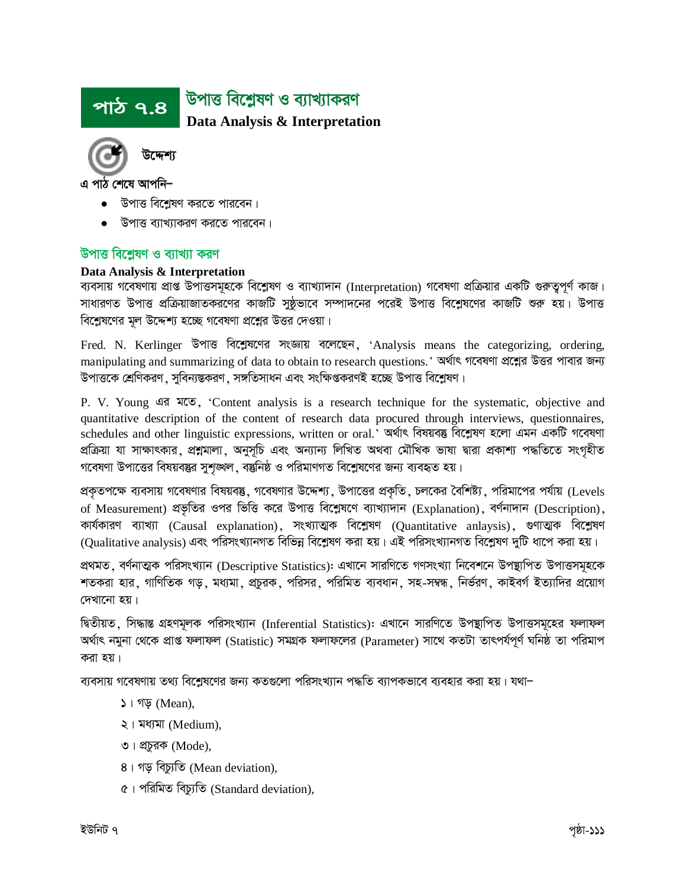# পাঠ ৭.৪ উপাত্ত বিশ্লেষণ ও ব্যাখ্যাকরণ

**Data Analysis & Interpretation**

### উদ্দেশ্য

এ পাঠ শেষে আপনি–

- উপাত্ত বিশ্লেষণ করতে পারবেন।
- উপাত্ত ব্যাখ্যাকরণ করতে পারবেন।

## উপাত্ত বিশ্লেষণ ও ব্যাখ্যা করণ

**Data Analysis & Interpretation**

ব্যবসায় গবেষণায় প্রাপ্ত উপাত্তসমূহকে বিশ্লেষণ ও ব্যাখ্যাদান (Interpretation) গবেষণা প্রক্রিয়ার একটি গুরুত্বপূর্ণ কাজ। সাধারণত উপাত্ত প্রক্রিয়াজাতকরণের কাজটি সুষ্ঠুভাবে সম্পাদনের পরেই উপাত্ত বিশ্লেষণের কাজটি শুরু হয়। উপাত্ত বিশ্লেষণের মূল উদ্দেশ্য হচ্ছে গবেষণা প্রশ্নের উত্তর দেওয়া।

Fred. N. Kerlinger উপাত্ত বিশ্লেষণের সংজ্ঞায় বলেছেন, 'Analysis means the categorizing, ordering, manipulating and summarizing of data to obtain to research questions.' অর্থাৎ গবেষণা প্রশ্নের উত্তর পাবার জন্য উপাত্তকে শ্রেণিকরণ, সুবিন্যস্তকরণ, সঙ্গতিসাধন এবং সংক্ষিপ্তকরণই হচ্ছে উপাত্ত বিশ্লেষণ।

P. V. Young এর মতে, 'Content analysis is a research technique for the systematic, objective and quantitative description of the content of research data procured through interviews, questionnaires, schedules and other linguistic expressions, written or oral.' অর্থাৎ বিষয়বস্তু বিশ্লেষণ হলো এমন একটি গবেষণা প্রক্রিয়া যা সাক্ষাৎকার, প্রশ্নমালা, অনুসূচি এবং অন্যান্য লিখিত অথবা মৌখিক ভাষা দ্বারা প্রকাশ্য পদ্ধতিতে সংগৃহীত গবেষণা উপাত্তের বিষয়বস্তুর সুশৃঙ্খল, বস্তুনিষ্ঠ ও পরিমাণগত বিশ্লেষণের জন্য ব্যবহৃত হয়।

প্রকৃতপক্ষে ব্যবসায় গবেষণার বিষয়বস্তু, গবেষণার উদ্দেশ্য, উপাত্তের প্রকৃতি, চলকের বৈশিষ্ট্য, পরিমাপের পর্যায় (Levels of Measurement) প্রভৃতির ওপর ভিত্তি করে উপাত্ত বিশ্লেষণে ব্যাখ্যাদান (Explanation), বর্ণনাদান (Description), কার্যকারণ ব্যাখ্যা (Causal explanation), সংখ্যাত্মক বিশ্লেষণ (Quantitative anlaysis), গুণাত্মক বিশ্লেষণ (Qualitative analysis) এবং পরিসংখ্যানগত বিভিন্ন বিশ্লেষণ করা হয়। এই পরিসংখ্যানগত বিশ্লেষণ দুটি ধাপে করা হয়।

প্রথমত, বর্ণনাত্মক পরিসংখ্যান (Descriptive Statistics): এখানে সারণিতে গণসংখ্যা নিবেশনে উপস্থাপিত উপাত্তসমূহকে শতকরা হার, গাণিতিক গড়, মধ্যমা, প্রচুরক, পরিসর, পরিমিত ব্যবধান, সহ-সম্বন্ধ, নির্ভরণ, কাইবর্গ ইত্যাদির প্রয়োগ দেখানো হয়।

দ্বিতীয়ত, সিদ্ধান্ত গ্রহণমূলক পরিসংখ্যান (Inferential Statistics): এখানে সারণিতে উপস্থাপিত উপাত্তসমূহের ফলাফল অর্থাৎ নমুনা থেকে প্রাপ্ত ফলাফল (Statistic) সমগ্রক ফলাফলের (Parameter) সাথে কতটা তাৎপর্যপূর্ণ ঘনিষ্ঠ তা পরিমাপ করা হয়।

ব্যবসায় গবেষণায় তথ্য বিশ্লেষণের জন্য কতগুলো পরিসংখ্যান পদ্ধতি ব্যাপকভাবে ব্যবহার করা হয়। যথা–

১। গড় (Mean),

২। মধ্যমা (Medium),

৩। প্রচুরক (Mode),

৪। গড় বিচ্যুতি (Mean deviation),

৫। পরিমিত বিচ্যুতি (Standard deviation),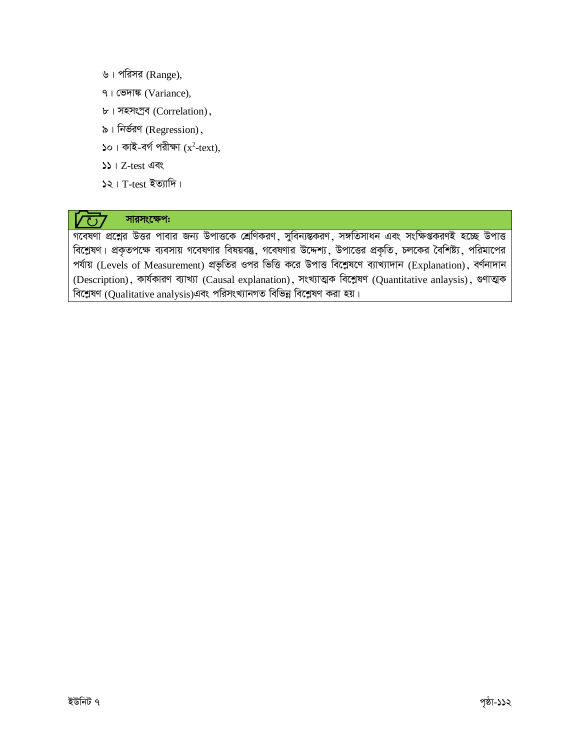৬। পরিসর (Range),

৭। ভেদাঙ্ক (Variance),

৮। সহসংস্রব (Correlation),

৯। নির্ভরণ (Regression),

১০। কাই-বর্গ পরীক্ষা ($x^2$-text),

১১। Z-test এবং

১২। T-test ইত্যাদি।

**সারসংক্ষেপঃ**

গবেষণা প্রশ্নের উত্তর পাবার জন্য উপাত্তকে শ্রেণিকরণ, সুবিন্যস্তকরণ, সঙ্গতিসাধন এবং সংক্ষিপ্তকরণই হচ্ছে উপাত্ত বিশ্লেষণ। প্রকৃতপক্ষে ব্যবসায় গবেষণার বিষয়বস্তু, গবেষণার উদ্দেশ্য, উপাত্তের প্রকৃতি, চলকের বৈশিষ্ট্য, পরিমাপের পর্যায় (Levels of Measurement) প্রভৃতির ওপর ভিত্তি করে উপাত্ত বিশ্লেষণে ব্যাখ্যাদান (Explanation), বর্ণনাদান (Description), কার্যকারণ ব্যাখ্যা (Causal explanation), সংখ্যাত্মক বিশ্লেষণ (Quantitative anlaysis), গুণাত্মক বিশ্লেষণ (Qualitative analysis)এবং পরিসংখ্যানগত বিভিন্ন বিশ্লেষণ করা হয়।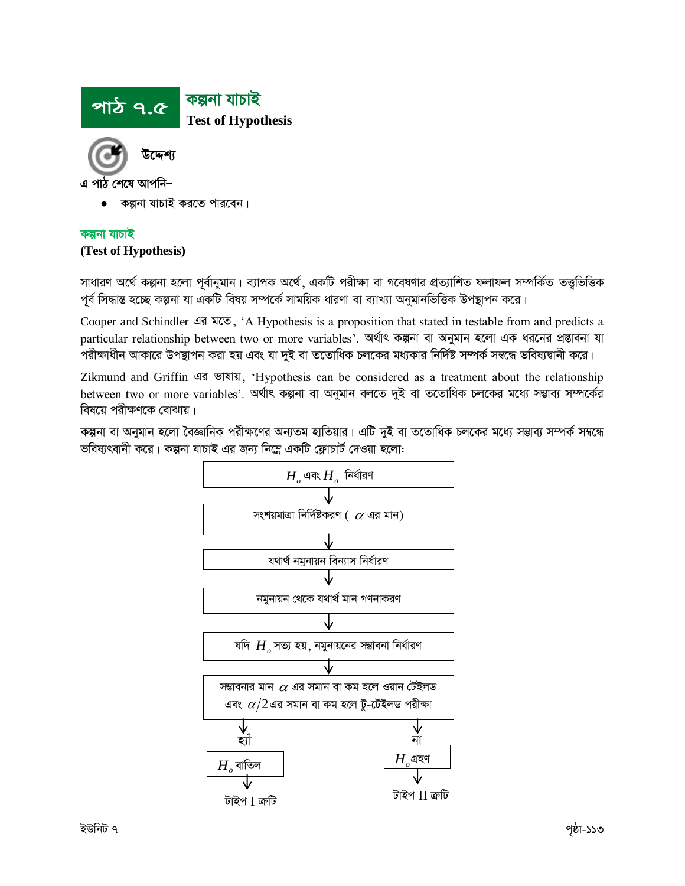# পাঠ ৭.৫ কল্পনা যাচাই

**Test of Hypothesis**

### উদ্দেশ্য

এ পাঠ শেষে আপনি–

- কল্পনা যাচাই করতে পারবেন।

## কল্পনা যাচাই

**(Test of Hypothesis)**

সাধারণ অর্থে কল্পনা হলো পূর্বানুমান। ব্যাপক অর্থে, একটি পরীক্ষা বা গবেষণার প্রত্যাশিত ফলাফল সম্পর্কিত তত্ত্বভিত্তিক পূর্ব সিদ্ধান্ত হচ্ছে কল্পনা যা একটি বিষয় সম্পর্কে সাময়িক ধারণা বা ব্যাখ্যা অনুমানভিত্তিক উপস্থাপন করে।

Cooper and Schindler এর মতে, 'A Hypothesis is a proposition that stated in testable from and predicts a particular relationship between two or more variables'. অর্থাৎ কল্পনা বা অনুমান হলো এক ধরনের প্রস্তাবনা যা পরীক্ষাধীন আকারে উপস্থাপন করা হয় এবং যা দুই বা ততোধিক চলকের মধ্যকার নির্দিষ্ট সম্পর্ক সম্বন্ধে ভবিষ্যদ্বানী করে।

Zikmund and Griffin এর ভাষায়, 'Hypothesis can be considered as a treatment about the relationship between two or more variables'. অর্থাৎ কল্পনা বা অনুমান বলতে দুই বা ততোধিক চলকের মধ্যে সম্ভাব্য সম্পর্কের বিষয়ে পরীক্ষণকে বোঝায়।

কল্পনা বা অনুমান হলো বৈজ্ঞানিক পরীক্ষণের অন্যতম হাতিয়ার। এটি দুই বা ততোধিক চলকের মধ্যে সম্ভাব্য সম্পর্ক সম্বন্ধে ভবিষ্যৎবানী করে। কল্পনা যাচাই এর জন্য নিম্নে একটি ফ্লোচার্ট দেওয়া হলো:

$H_o$ এবং $H_a$ নির্ধারণ

↓

সংশয়মাত্রা নির্দিষ্টকরণ ( $\alpha$ এর মান)

↓

যথার্থ নমুনায়ন বিন্যাস নির্ধারণ

↓

নমুনায়ন থেকে যথার্থ মান গণনাকরণ

↓

যদি $H_o$ সত্য হয়, নমুনায়নের সম্ভাবনা নির্ধারণ

↓

সম্ভাবনার মান $\alpha$ এর সমান বা কম হলে ওয়ান টেইলড এবং $\alpha/2$ এর সমান বা কম হলে টু-টেইলড পরীক্ষা

↓ হ্যাঁ → $H_o$ বাতিল → টাইপ I ত্রুটি

↓ না → $H_o$ গ্রহণ → টাইপ II ত্রুটি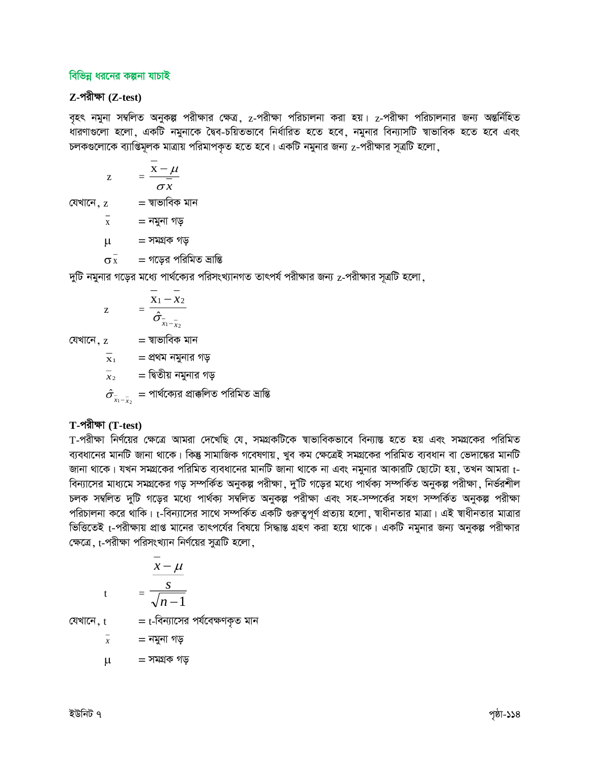## বিভিন্ন ধরনের কল্পনা যাচাই

### Z-পরীক্ষা (Z-test)

বৃহৎ নমুনা সম্বলিত অনুকল্প পরীক্ষার ক্ষেত্র, z-পরীক্ষা পরিচালনা করা হয়। z-পরীক্ষা পরিচালনার জন্য অন্তর্নিহিত ধারণাগুলো হলো, একটি নমুনাকে দৈব-চয়িতভাবে নির্ধারিত হতে হবে, নমুনার বিন্যাসটি স্বাভাবিক হতে হবে এবং চলকগুলোকে ব্যাপ্তিমূলক মাত্রায় পরিমাপকৃত হতে হবে। একটি নমুনার জন্য z-পরীক্ষার সূত্রটি হলো,

$$z = \frac{\bar{x} - \mu}{\sigma_{\bar{x}}}$$

যেখানে, z = স্বাভাবিক মান

$\bar{x}$ = নমুনা গড়

$\mu$ = সমগ্রক গড়

$\sigma_{\bar{x}}$ = গড়ের পরিমিত ভ্রান্তি

দুটি নমুনার গড়ের মধ্যে পার্থক্যের পরিসংখ্যানগত তাৎপর্য পরীক্ষার জন্য z-পরীক্ষার সূত্রটি হলো,

$$z = \frac{\bar{x}_1 - \bar{x}_2}{\hat{\sigma}_{\bar{x}_1 - \bar{x}_2}}$$

যেখানে, z = স্বাভাবিক মান

$\bar{x}_1$ = প্রথম নমুনার গড়

$\bar{x}_2$ = দ্বিতীয় নমুনার গড়

$\hat{\sigma}_{\bar{x}_1 - \bar{x}_2}$ = পার্থক্যের প্রাক্কলিত পরিমিত ভ্রান্তি

### T-পরীক্ষা (T-test)

T-পরীক্ষা নির্ণয়ের ক্ষেত্রে আমরা দেখেছি যে, সমগ্রকটিকে স্বাভাবিকভাবে বিন্যাস্ত হতে হয় এবং সমগ্রকের পরিমিত ব্যবধানের মানটি জানা থাকে। কিন্তু সামাজিক গবেষণায়, খুব কম ক্ষেত্রেই সমগ্রকের পরিমিত ব্যবধান বা ভেদাঙ্কের মানটি জানা থাকে। যখন সমগ্রকের পরিমিত ব্যবধানের মানটি জানা থাকে না এবং নমুনার আকারটি ছোটো হয়, তখন আমরা t-বিন্যাসের মাধ্যমে সমগ্রকের গড় সম্পর্কিত অনুকল্প পরীক্ষা, দু'টি গড়ের মধ্যে পার্থক্য সম্পর্কিত অনুকল্প পরীক্ষা, নির্ভরশীল চলক সম্বলিত দুটি গড়ের মধ্যে পার্থক্য সম্বলিত অনুকল্প পরীক্ষা এবং সহ-সম্পর্কের সহগ সম্পর্কিত অনুকল্প পরীক্ষা পরিচালনা করে থাকি। t-বিন্যাসের সাথে সম্পর্কিত একটি গুরুত্বপূর্ণ প্রত্যয় হলো, স্বাধীনতার মাত্রা। এই স্বাধীনতার মাত্রার ভিত্তিতেই t-পরীক্ষায় প্রাপ্ত মানের তাৎপর্যের বিষয়ে সিদ্ধান্ত গ্রহণ করা হয়ে থাকে। একটি নমুনার জন্য অনুকল্প পরীক্ষার ক্ষেত্রে, t-পরীক্ষা পরিসংখ্যান নির্ণয়ের সূত্রটি হলো,

$$t = \frac{\bar{x} - \mu}{\dfrac{s}{\sqrt{n-1}}}$$

যেখানে, t = t-বিন্যাসের পর্যবেক্ষণকৃত মান

$\bar{x}$ = নমুনা গড়

$\mu$ = সমগ্রক গড়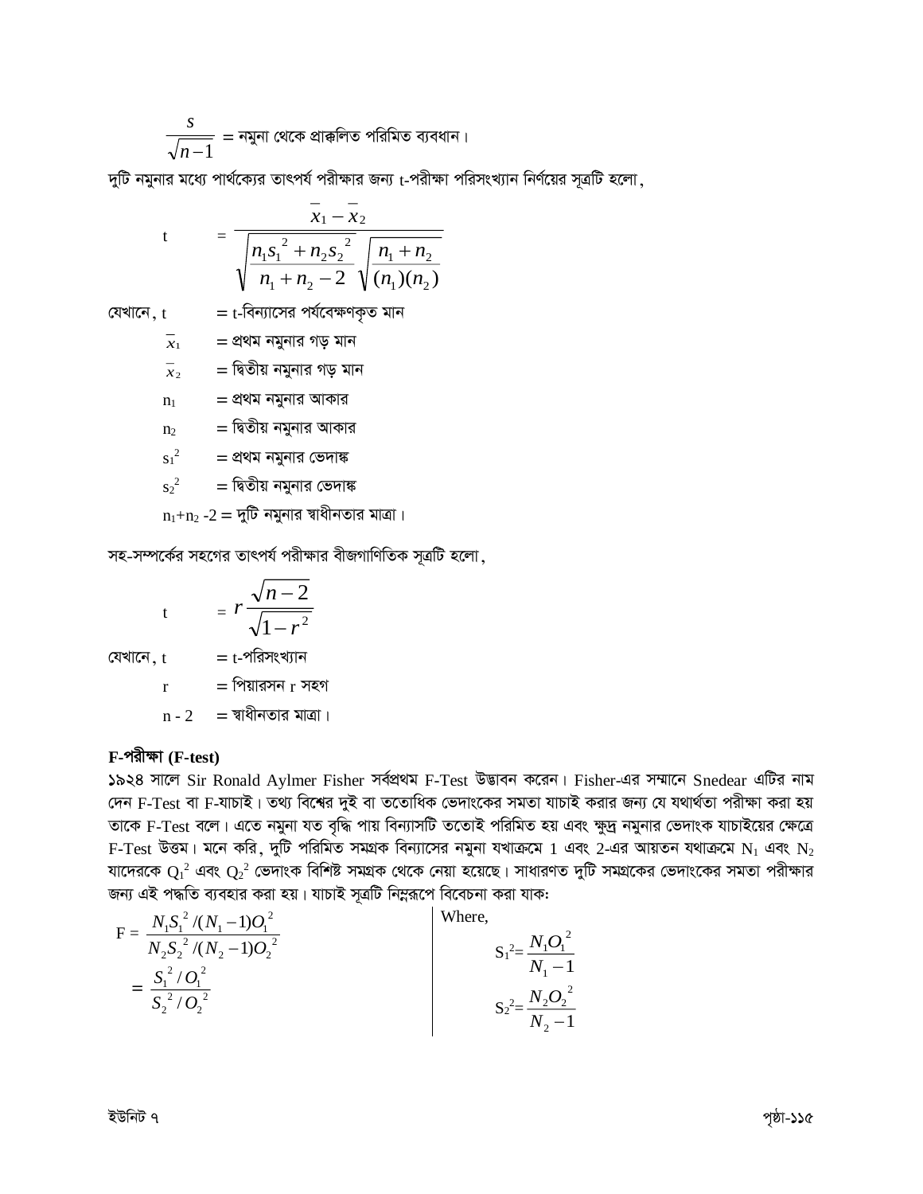$$\frac{s}{\sqrt{n-1}}$$ = নমুনা থেকে প্রাক্কলিত পরিমিত ব্যবধান।

দুটি নমুনার মধ্যে পার্থক্যের তাৎপর্য পরীক্ষার জন্য t-পরীক্ষা পরিসংখ্যান নির্ণয়ের সূত্রটি হলো,

$$t = \frac{\bar{x}_1 - \bar{x}_2}{\sqrt{\frac{n_1 s_1^2 + n_2 s_2^2}{n_1 + n_2 - 2}} \sqrt{\frac{n_1 + n_2}{(n_1)(n_2)}}}$$

যেখানে, $t$ = t-বিন্যাসের পর্যবেক্ষণকৃত মান

$\bar{x}_1$ = প্রথম নমুনার গড় মান

$\bar{x}_2$ = দ্বিতীয় নমুনার গড় মান

$n_1$ = প্রথম নমুনার আকার

$n_2$ = দ্বিতীয় নমুনার আকার

$s_1^2$ = প্রথম নমুনার ভেদাঙ্ক

$s_2^2$ = দ্বিতীয় নমুনার ভেদাঙ্ক

$n_1+n_2-2$ = দুটি নমুনার স্বাধীনতার মাত্রা।

সহ-সম্পর্কের সহগের তাৎপর্য পরীক্ষার বীজগাণিতিক সূত্রটি হলো,

$$t = r\frac{\sqrt{n-2}}{\sqrt{1-r^2}}$$

যেখানে, $t$ = t-পরিসংখ্যান

$r$ = পিয়ারসন r সহগ

$n - 2$ = স্বাধীনতার মাত্রা।

**F-পরীক্ষা (F-test)**

১৯২৪ সালে Sir Ronald Aylmer Fisher সর্বপ্রথম F-Test উদ্ভাবন করেন। Fisher-এর সম্মানে Snedear এটির নাম দেন F-Test বা F-যাচাই। তথ্য বিশ্বের দুই বা ততোধিক ভেদাংকের সমতা যাচাই করার জন্য যে যথার্থতা পরীক্ষা করা হয় তাকে F-Test বলে। এতে নমুনা যত বৃদ্ধি পায় বিন্যাসটি ততোই পরিমিত হয় এবং ক্ষুদ্র নমুনার ভেদাংক যাচাইয়ের ক্ষেত্রে F-Test উত্তম। মনে করি, দুটি পরিমিত সমগ্রক বিন্যাসের নমুনা যথাক্রমে 1 এবং 2-এর আয়তন যথাক্রমে $N_1$ এবং $N_2$ যাদেরকে $Q_1^2$ এবং $Q_2^2$ ভেদাংক বিশিষ্ট সমগ্রক থেকে নেয়া হয়েছে। সাধারণত দুটি সমগ্রকের ভেদাংকের সমতা পরীক্ষার জন্য এই পদ্ধতি ব্যবহার করা হয়। যাচাই সূত্রটি নিম্নরূপে বিবেচনা করা যাক:

$$F = \frac{N_1 S_1^2/(N_1-1)O_1^2}{N_2 S_2^2/(N_2-1)O_2^2} = \frac{S_1^2/O_1^2}{S_2^2/O_2^2}$$

Where,

$$S_1^2 = \frac{N_1 O_1^2}{N_1 - 1}$$

$$S_2^2 = \frac{N_2 O_2^2}{N_2 - 1}$$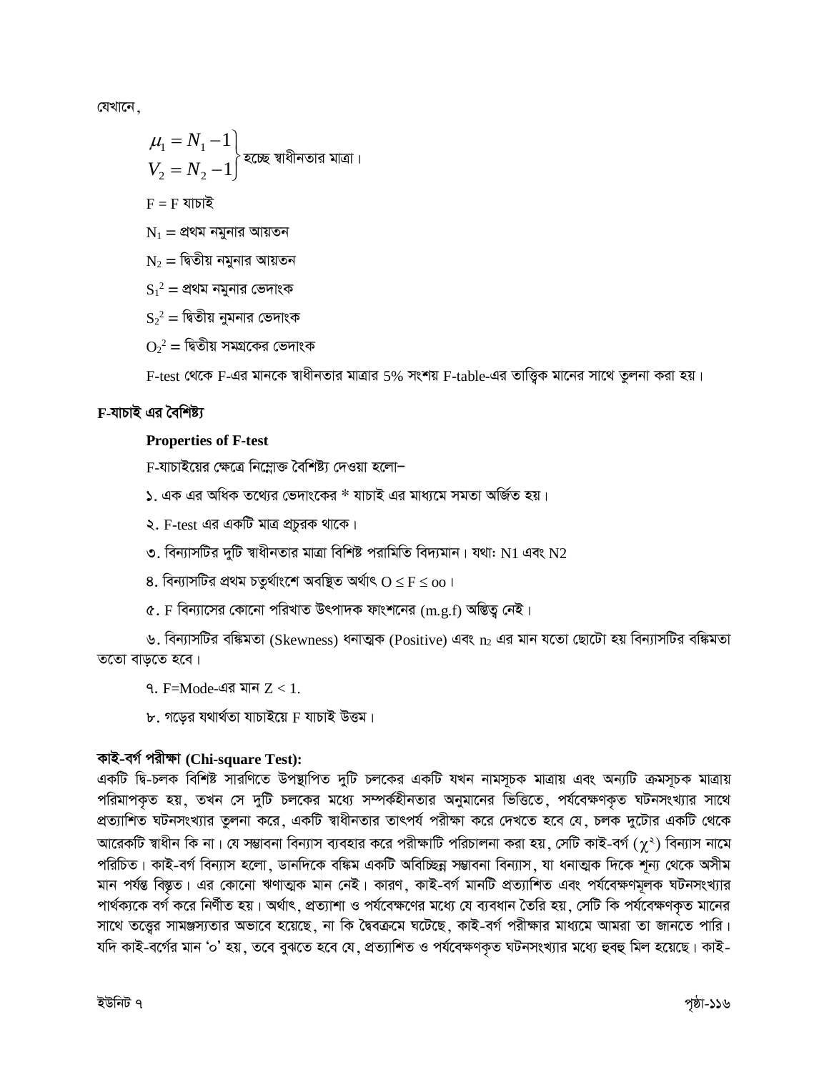যেখানে,

$$\left.\begin{array}{l} \mu_1 = N_1 - 1 \\ V_2 = N_2 - 1 \end{array}\right\} \text{হচ্ছে স্বাধীনতার মাত্রা।}$$

F = F যাচাই

$N_1$ = প্রথম নমুনার আয়তন

$N_2$ = দ্বিতীয় নমুনার আয়তন

$S_1^2$ = প্রথম নমুনার ভেদাংক

$S_2^2$ = দ্বিতীয় নুমনার ভেদাংক

$O_2^2$ = দ্বিতীয় সমগ্রকের ভেদাংক

F-test থেকে F-এর মানকে স্বাধীনতার মাত্রার 5% সংশয় F-table-এর তাত্ত্বিক মানের সাথে তুলনা করা হয়।

### F-যাচাই এর বৈশিষ্ট্য

**Properties of F-test**

F-যাচাইয়ের ক্ষেত্রে নিম্নোক্ত বৈশিষ্ট্য দেওয়া হলো–

১. এক এর অধিক তথ্যের ভেদাংকের * যাচাই এর মাধ্যমে সমতা অর্জিত হয়।

২. F-test এর একটি মাত্র প্রচুরক থাকে।

৩. বিন্যাসটির দুটি স্বাধীনতার মাত্রা বিশিষ্ট পরামিতি বিদ্যমান। যথা: N1 এবং N2

৪. বিন্যাসটির প্রথম চতুর্থাংশে অবস্থিত অর্থাৎ $O \leq F \leq oo$।

৫. F বিন্যাসের কোনো পরিখাত উৎপাদক ফাংশনের (m.g.f) অস্তিত্ব নেই।

৬. বিন্যাসটির বঙ্কিমতা (Skewness) ধনাত্মক (Positive) এবং $n_2$ এর মান যতো ছোটো হয় বিন্যাসটির বঙ্কিমতা ততো বাড়তে হবে।

৭. F=Mode-এর মান $Z < 1$.

৮. গড়ের যথার্থতা যাচাইয়ে F যাচাই উত্তম।

### কাই-বর্গ পরীক্ষা (Chi-square Test):

একটি দ্বি-চলক বিশিষ্ট সারণিতে উপস্থাপিত দুটি চলকের একটি যখন নামসূচক মাত্রায় এবং অন্যটি ক্রমসূচক মাত্রায় পরিমাপকৃত হয়, তখন সে দুটি চলকের মধ্যে সম্পর্কহীনতার অনুমানের ভিত্তিতে, পর্যবেক্ষণকৃত ঘটনসংখ্যার সাথে প্রত্যাশিত ঘটনসংখ্যার তুলনা করে, একটি স্বাধীনতার তাৎপর্য পরীক্ষা করে দেখতে হবে যে, চলক দুটোর একটি থেকে আরেকটি স্বাধীন কি না। যে সম্ভাবনা বিন্যাস ব্যবহার করে পরীক্ষাটি পরিচালনা করা হয়, সেটি কাই-বর্গ ($\chi^২$) বিন্যাস নামে পরিচিত। কাই-বর্গ বিন্যাস হলো, ডানদিকে বঙ্কিম একটি অবিচ্ছিন্ন সম্ভাবনা বিন্যাস, যা ধনাত্মক দিকে শূন্য থেকে অসীম মান পর্যন্ত বিস্তৃত। এর কোনো ঋণাত্মক মান নেই। কারণ, কাই-বর্গ মানটি প্রত্যাশিত এবং পর্যবেক্ষণমূলক ঘটনসংখ্যার পার্থক্যকে বর্গ করে নির্ণীত হয়। অর্থাৎ, প্রত্যাশা ও পর্যবেক্ষণের মধ্যে যে ব্যবধান তৈরি হয়, সেটি কি পর্যবেক্ষণকৃত মানের সাথে তত্ত্বের সামঞ্জস্যতার অভাবে হয়েছে, না কি দৈবক্রমে ঘটেছে, কাই-বর্গ পরীক্ষার মাধ্যমে আমরা তা জানতে পারি। যদি কাই-বর্গের মান '০' হয়, তবে বুঝতে হবে যে, প্রত্যাশিত ও পর্যবেক্ষণকৃত ঘটনসংখ্যার মধ্যে হুবহু মিল হয়েছে। কাই-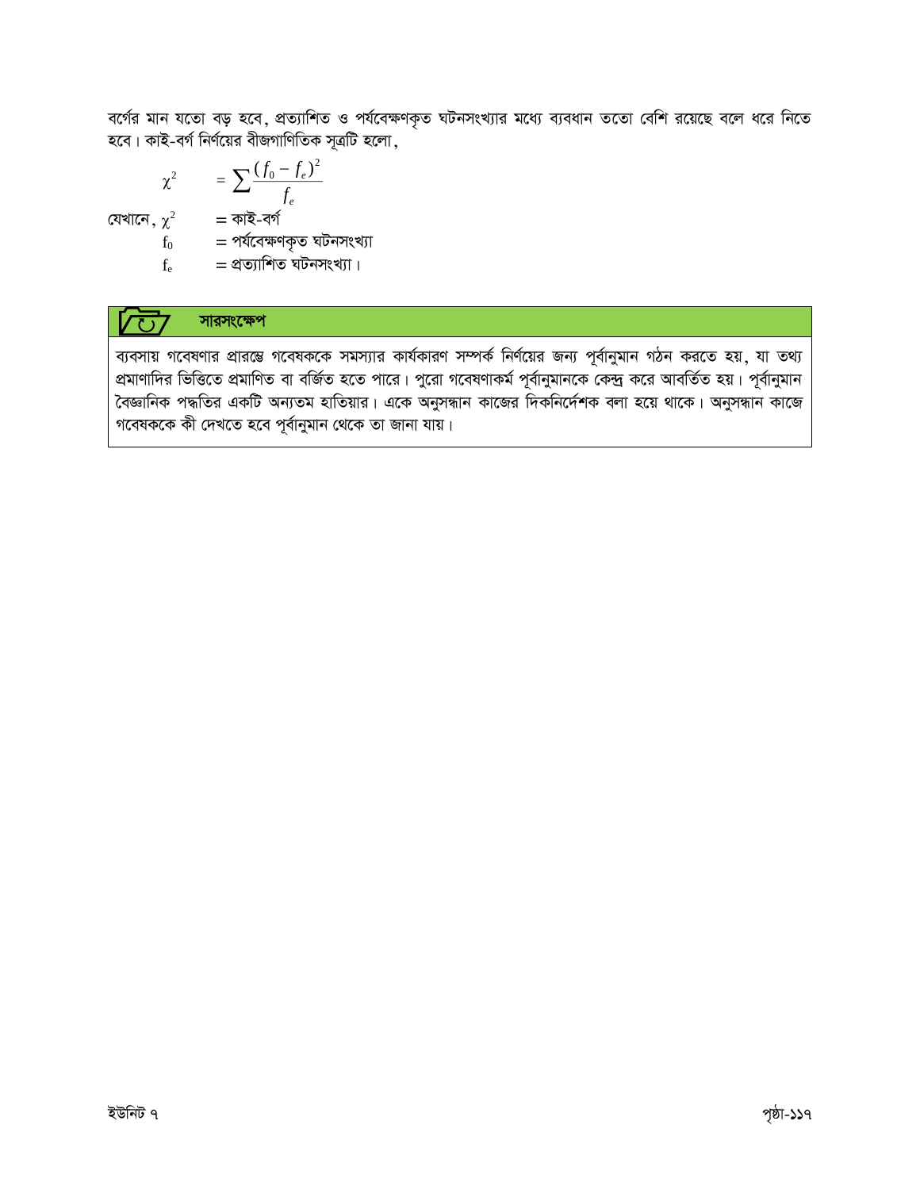বর্গের মান যতো বড় হবে, প্রত্যাশিত ও পর্যবেক্ষণকৃত ঘটনসংখ্যার মধ্যে ব্যবধান ততো বেশি রয়েছে বলে ধরে নিতে হবে। কাই-বর্গ নির্ণয়ের বীজগাণিতিক সূত্রটি হলো,

$$\chi^2 = \sum \frac{(f_0 - f_e)^2}{f_e}$$

যেখানে, $\chi^2$ = কাই-বর্গ

$f_0$ = পর্যবেক্ষণকৃত ঘটনসংখ্যা

$f_e$ = প্রত্যাশিত ঘটনসংখ্যা।

## সারসংক্ষেপ

ব্যবসায় গবেষণার প্রারম্ভে গবেষককে সমস্যার কার্যকারণ সম্পর্ক নির্ণয়ের জন্য পূর্বানুমান গঠন করতে হয়, যা তথ্য প্রমাণাদির ভিত্তিতে প্রমাণিত বা বর্জিত হতে পারে। পুরো গবেষণাকর্ম পূর্বানুমানকে কেন্দ্র করে আবর্তিত হয়। পূর্বানুমান বৈজ্ঞানিক পদ্ধতির একটি অন্যতম হাতিয়ার। একে অনুসন্ধান কাজের দিকনির্দেশক বলা হয়ে থাকে। অনুসন্ধান কাজে গবেষককে কী দেখতে হবে পূর্বানুমান থেকে তা জানা যায়।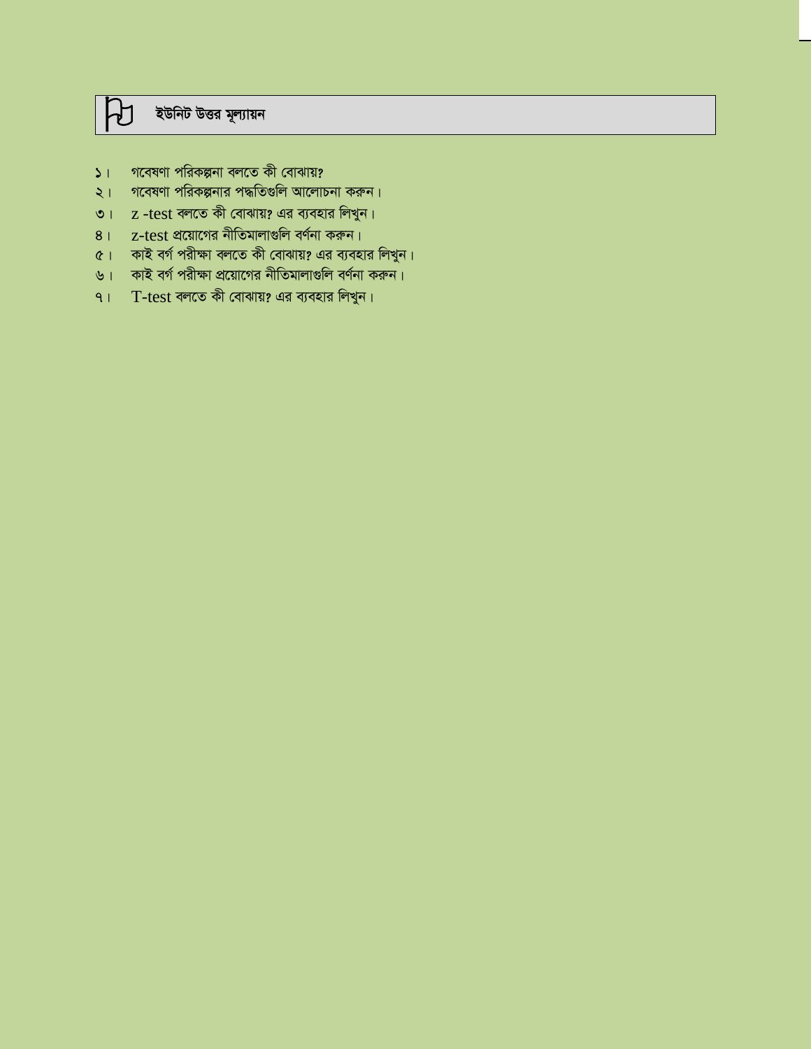## ইউনিট উত্তর মূল্যায়ন

১। গবেষণা পরিকল্পনা বলতে কী বোঝায়?

২। গবেষণা পরিকল্পনার পদ্ধতিগুলি আলোচনা করুন।

৩। z -test বলতে কী বোঝায়? এর ব্যবহার লিখুন।

৪। z-test প্রয়োগের নীতিমালাগুলি বর্ণনা করুন।

৫। কাই বর্গ পরীক্ষা বলতে কী বোঝায়? এর ব্যবহার লিখুন।

৬। কাই বর্গ পরীক্ষা প্রয়োগের নীতিমালাগুলি বর্ণনা করুন।

৭। T-test বলতে কী বোঝায়? এর ব্যবহার লিখুন।